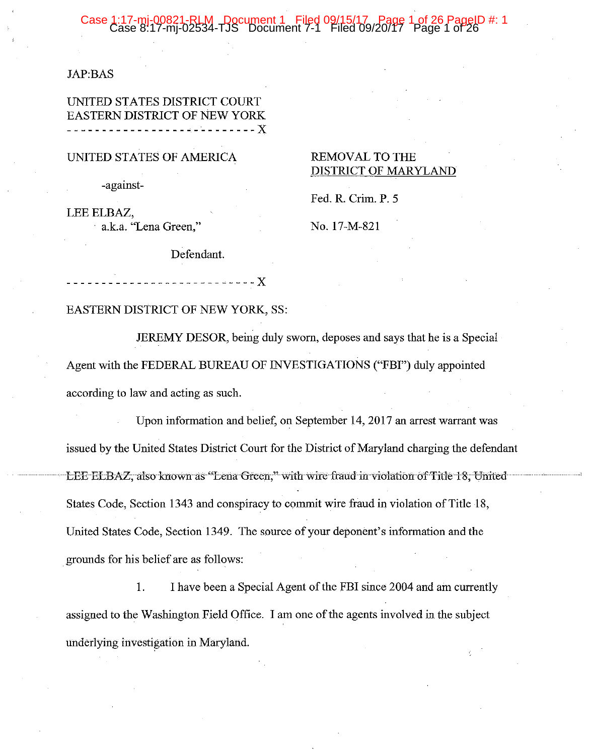JAP:BAS

UNITED STATES DISTRICT COURT
EASTERN DISTRICT OF NEW YORK
- - - - - - - - - - - - - - - - - - - - - - - - - - - X

UNITED STATES OF AMERICA

-against-

LEE ELBAZ,
a.k.a. "Lena Green,"

Defendant.

REMOVAL TO THE DISTRICT OF MARYLAND

Fed. R. Crim. P. 5

No. 17-M-821

- - - - - - - - - - - - - - - - - - - - - - - - - - - X

EASTERN DISTRICT OF NEW YORK, SS:

JEREMY DESOR, being duly sworn, deposes and says that he is a Special Agent with the FEDERAL BUREAU OF INVESTIGATIONS ("FBI") duly appointed according to law and acting as such.

Upon information and belief, on September 14, 2017 an arrest warrant was issued by the United States District Court for the District of Maryland charging the defendant LEE ELBAZ, also known as "Lena Green," with wire fraud in violation of Title 18, United States Code, Section 1343 and conspiracy to commit wire fraud in violation of Title 18, United States Code, Section 1349. The source of your deponent's information and the grounds for his belief are as follows:

1. I have been a Special Agent of the FBI since 2004 and am currently assigned to the Washington Field Office. I am one of the agents involved in the subject underlying investigation in Maryland.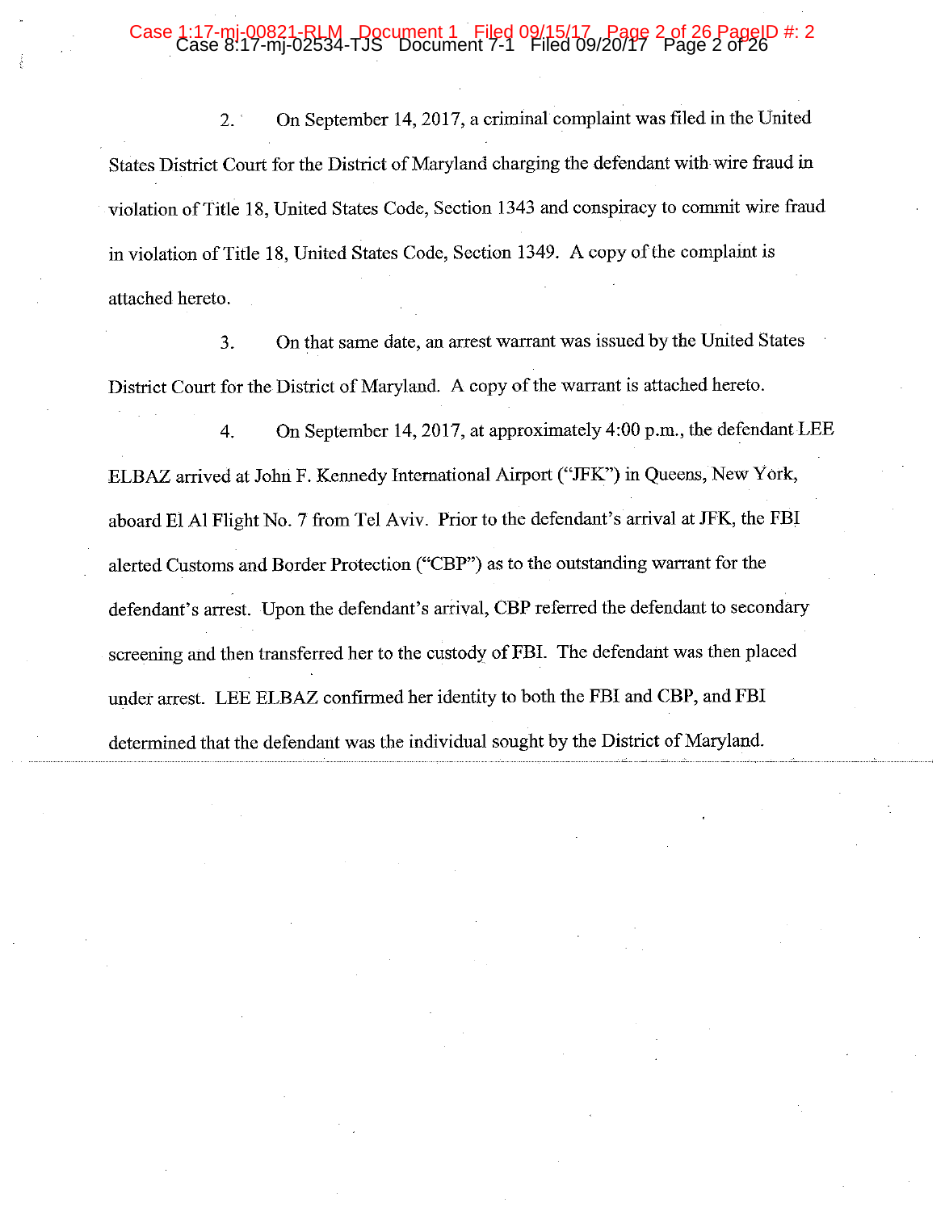2. On September 14, 2017, a criminal complaint was filed in the United States District Court for the District of Maryland charging the defendant with wire fraud in violation of Title 18, United States Code, Section 1343 and conspiracy to commit wire fraud in violation of Title 18, United States Code, Section 1349. A copy of the complaint is attached hereto.

3. On that same date, an arrest warrant was issued by the United States District Court for the District of Maryland. A copy of the warrant is attached hereto.

4. On September 14, 2017, at approximately 4:00 p.m., the defendant LEE ELBAZ arrived at John F. Kennedy International Airport ("JFK") in Queens, New York, aboard El Al Flight No. 7 from Tel Aviv. Prior to the defendant's arrival at JFK, the FBI alerted Customs and Border Protection ("CBP") as to the outstanding warrant for the defendant's arrest. Upon the defendant's arrival, CBP referred the defendant to secondary screening and then transferred her to the custody of FBI. The defendant was then placed under arrest. LEE ELBAZ confirmed her identity to both the FBI and CBP, and FBI determined that the defendant was the individual sought by the District of Maryland.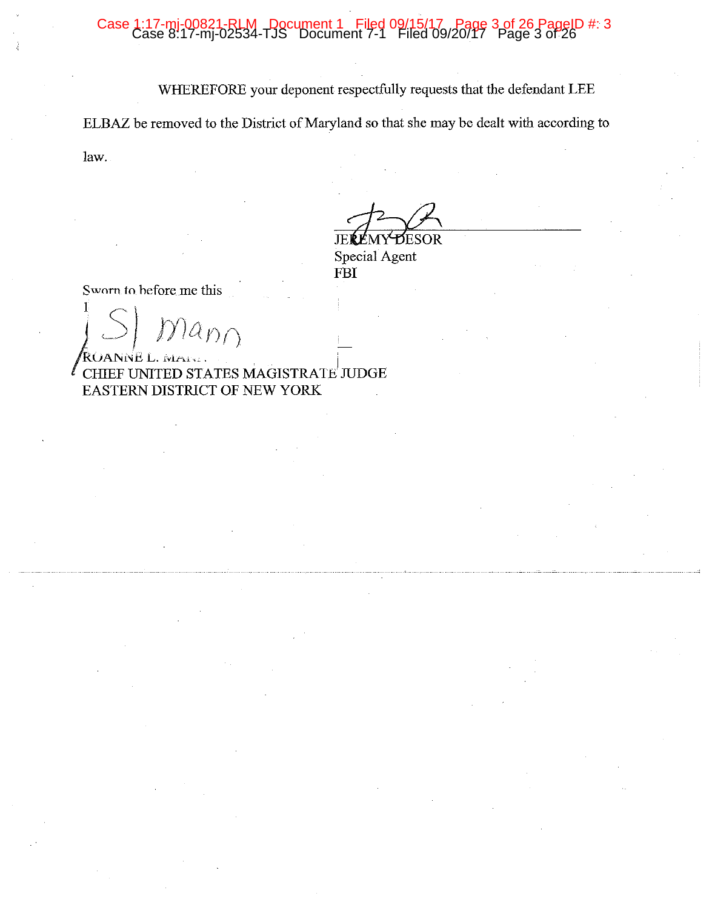WHEREFORE your deponent respectfully requests that the defendant LEE ELBAZ be removed to the District of Maryland so that she may be dealt with according to law.

JEREMY DESOR
Special Agent
FBI

Sworn to before me this
1

S/ Mann

ROANNE L. MANN
CHIEF UNITED STATES MAGISTRATE JUDGE
EASTERN DISTRICT OF NEW YORK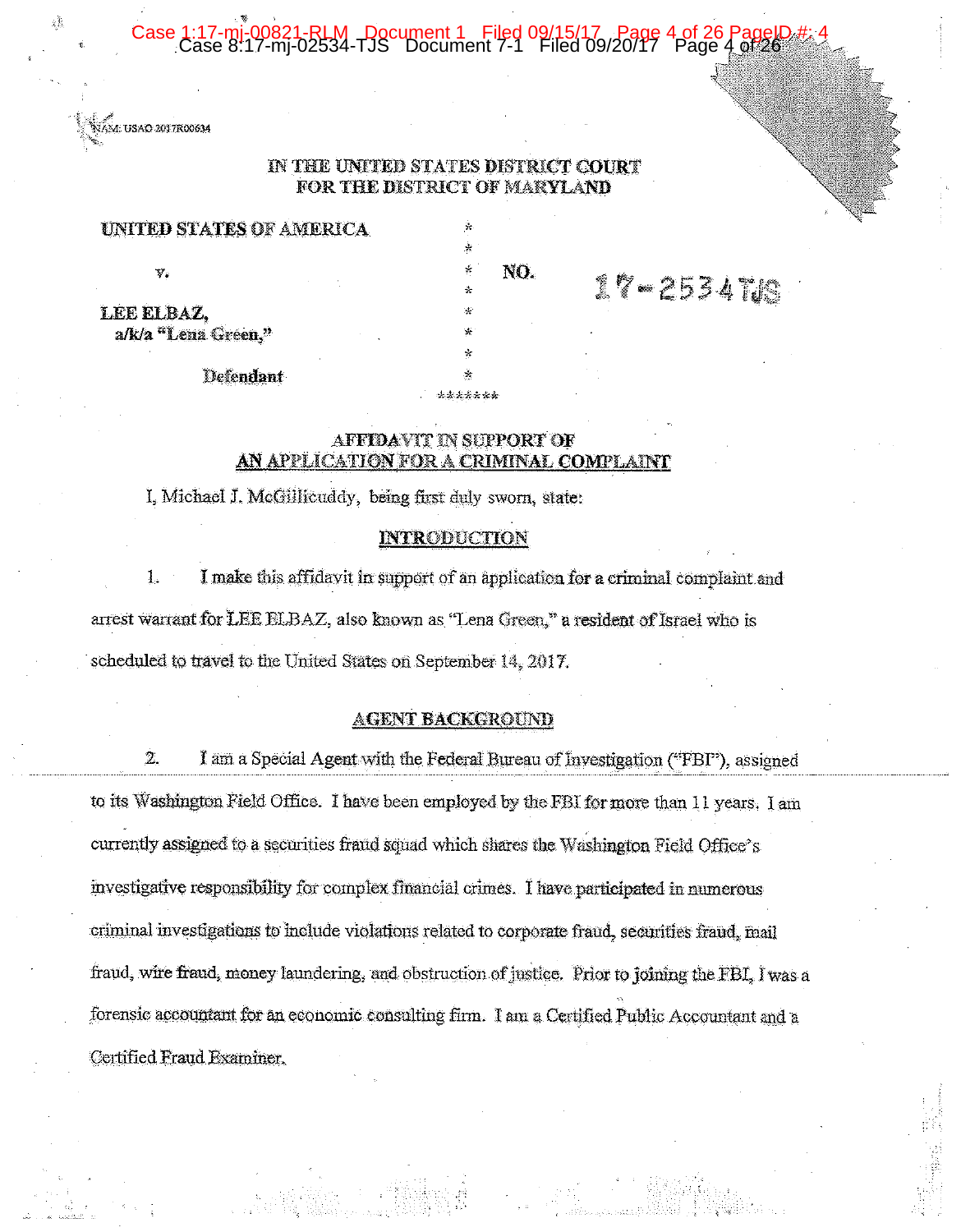NAM: USAO 2017R00634

IN THE UNITED STATES DISTRICT COURT
FOR THE DISTRICT OF MARYLAND

| | | |
|---|---|---|
| **UNITED STATES OF AMERICA** | * | |
| | * | |
| v. | * | **NO.** 17-2534TJS |
| | * | |
| **LEE ELBAZ,** | * | |
| **a/k/a "Lena Green,"** | * | |
| | * | |
| **Defendant** | * | |
| | ******* | |

**AFFIDAVIT IN SUPPORT OF**
**AN APPLICATION FOR A CRIMINAL COMPLAINT**

I, Michael J. McGillicuddy, being first duly sworn, state:

**INTRODUCTION**

1. I make this affidavit in support of an application for a criminal complaint and arrest warrant for LEE ELBAZ, also known as "Lena Green," a resident of Israel who is scheduled to travel to the United States on September 14, 2017.

**AGENT BACKGROUND**

2. I am a Special Agent with the Federal Bureau of Investigation ("FBI"), assigned to its Washington Field Office. I have been employed by the FBI for more than 11 years. I am currently assigned to a securities fraud squad which shares the Washington Field Office's investigative responsibility for complex financial crimes. I have participated in numerous criminal investigations to include violations related to corporate fraud, securities fraud, mail fraud, wire fraud, money laundering, and obstruction of justice. Prior to joining the FBI, I was a forensic accountant for an economic consulting firm. I am a Certified Public Accountant and a Certified Fraud Examiner.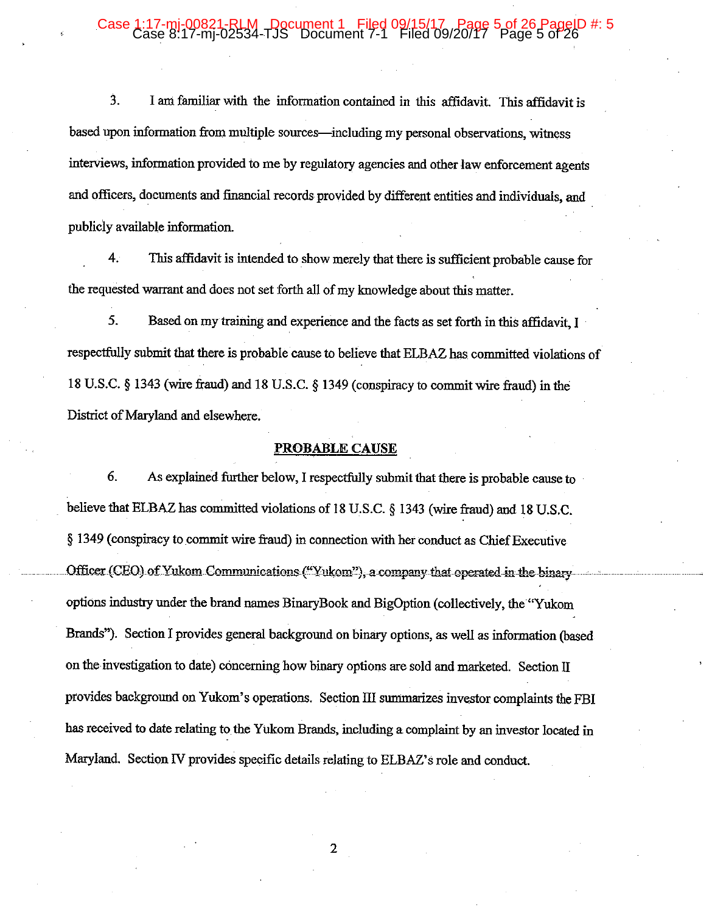3. I am familiar with the information contained in this affidavit. This affidavit is based upon information from multiple sources—including my personal observations, witness interviews, information provided to me by regulatory agencies and other law enforcement agents and officers, documents and financial records provided by different entities and individuals, and publicly available information.

4. This affidavit is intended to show merely that there is sufficient probable cause for the requested warrant and does not set forth all of my knowledge about this matter.

5. Based on my training and experience and the facts as set forth in this affidavit, I respectfully submit that there is probable cause to believe that ELBAZ has committed violations of 18 U.S.C. § 1343 (wire fraud) and 18 U.S.C. § 1349 (conspiracy to commit wire fraud) in the District of Maryland and elsewhere.

## PROBABLE CAUSE

6. As explained further below, I respectfully submit that there is probable cause to believe that ELBAZ has committed violations of 18 U.S.C. § 1343 (wire fraud) and 18 U.S.C. § 1349 (conspiracy to commit wire fraud) in connection with her conduct as Chief Executive Officer (CEO) of Yukom Communications ("Yukom"), a company that operated in the binary options industry under the brand names BinaryBook and BigOption (collectively, the "Yukom Brands"). Section I provides general background on binary options, as well as information (based on the investigation to date) concerning how binary options are sold and marketed. Section II provides background on Yukom's operations. Section III summarizes investor complaints the FBI has received to date relating to the Yukom Brands, including a complaint by an investor located in Maryland. Section IV provides specific details relating to ELBAZ's role and conduct.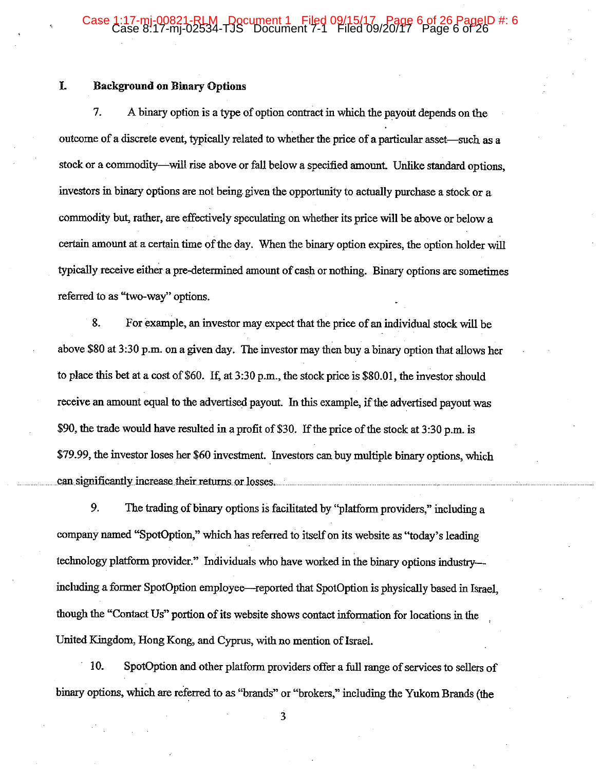## I. Background on Binary Options

7. A binary option is a type of option contract in which the payout depends on the outcome of a discrete event, typically related to whether the price of a particular asset—such as a stock or a commodity—will rise above or fall below a specified amount. Unlike standard options, investors in binary options are not being given the opportunity to actually purchase a stock or a commodity but, rather, are effectively speculating on whether its price will be above or below a certain amount at a certain time of the day. When the binary option expires, the option holder will typically receive either a pre-determined amount of cash or nothing. Binary options are sometimes referred to as "two-way" options.

8. For example, an investor may expect that the price of an individual stock will be above $80 at 3:30 p.m. on a given day. The investor may then buy a binary option that allows her to place this bet at a cost of $60. If, at 3:30 p.m., the stock price is $80.01, the investor should receive an amount equal to the advertised payout. In this example, if the advertised payout was $90, the trade would have resulted in a profit of $30. If the price of the stock at 3:30 p.m. is $79.99, the investor loses her $60 investment. Investors can buy multiple binary options, which can significantly increase their returns or losses.

9. The trading of binary options is facilitated by "platform providers," including a company named "SpotOption," which has referred to itself on its website as "today's leading technology platform provider." Individuals who have worked in the binary options industry—including a former SpotOption employee—reported that SpotOption is physically based in Israel, though the "Contact Us" portion of its website shows contact information for locations in the United Kingdom, Hong Kong, and Cyprus, with no mention of Israel.

10. SpotOption and other platform providers offer a full range of services to sellers of binary options, which are referred to as "brands" or "brokers," including the Yukom Brands (the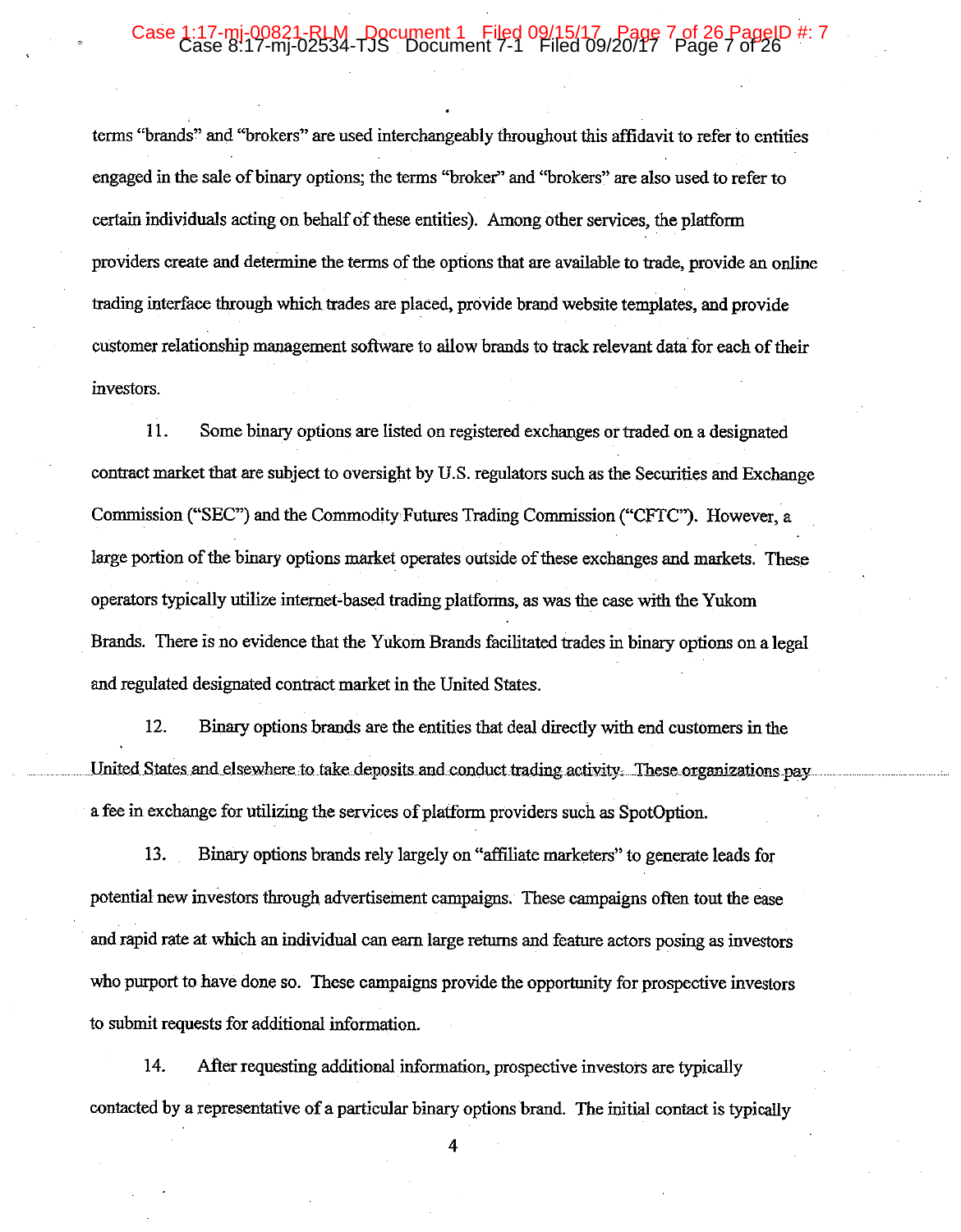terms "brands" and "brokers" are used interchangeably throughout this affidavit to refer to entities engaged in the sale of binary options; the terms "broker" and "brokers" are also used to refer to certain individuals acting on behalf of these entities). Among other services, the platform providers create and determine the terms of the options that are available to trade, provide an online trading interface through which trades are placed, provide brand website templates, and provide customer relationship management software to allow brands to track relevant data for each of their investors.

11. Some binary options are listed on registered exchanges or traded on a designated contract market that are subject to oversight by U.S. regulators such as the Securities and Exchange Commission ("SEC") and the Commodity Futures Trading Commission ("CFTC"). However, a large portion of the binary options market operates outside of these exchanges and markets. These operators typically utilize internet-based trading platforms, as was the case with the Yukom Brands. There is no evidence that the Yukom Brands facilitated trades in binary options on a legal and regulated designated contract market in the United States.

12. Binary options brands are the entities that deal directly with end customers in the United States and elsewhere to take deposits and conduct trading activity. These organizations pay a fee in exchange for utilizing the services of platform providers such as SpotOption.

13. Binary options brands rely largely on "affiliate marketers" to generate leads for potential new investors through advertisement campaigns. These campaigns often tout the ease and rapid rate at which an individual can earn large returns and feature actors posing as investors who purport to have done so. These campaigns provide the opportunity for prospective investors to submit requests for additional information.

14. After requesting additional information, prospective investors are typically contacted by a representative of a particular binary options brand. The initial contact is typically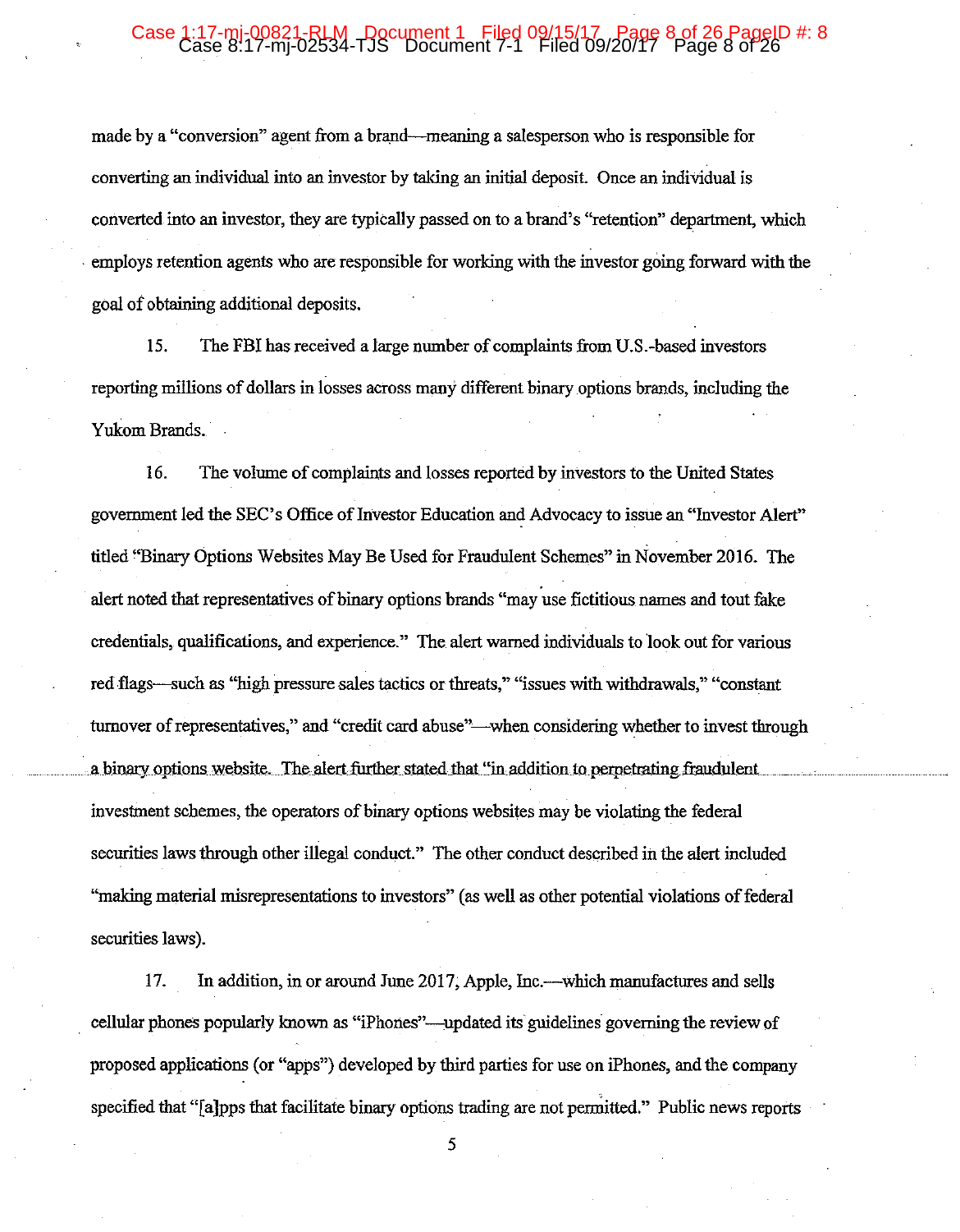made by a "conversion" agent from a brand—meaning a salesperson who is responsible for converting an individual into an investor by taking an initial deposit. Once an individual is converted into an investor, they are typically passed on to a brand's "retention" department, which employs retention agents who are responsible for working with the investor going forward with the goal of obtaining additional deposits.

15. The FBI has received a large number of complaints from U.S.-based investors reporting millions of dollars in losses across many different binary options brands, including the Yukom Brands.

16. The volume of complaints and losses reported by investors to the United States government led the SEC's Office of Investor Education and Advocacy to issue an "Investor Alert" titled "Binary Options Websites May Be Used for Fraudulent Schemes" in November 2016. The alert noted that representatives of binary options brands "may use fictitious names and tout fake credentials, qualifications, and experience." The alert warned individuals to look out for various red flags—such as "high pressure sales tactics or threats," "issues with withdrawals," "constant turnover of representatives," and "credit card abuse"—when considering whether to invest through a binary options website. The alert further stated that "in addition to perpetrating fraudulent investment schemes, the operators of binary options websites may be violating the federal securities laws through other illegal conduct." The other conduct described in the alert included "making material misrepresentations to investors" (as well as other potential violations of federal securities laws).

17. In addition, in or around June 2017, Apple, Inc.—which manufactures and sells cellular phones popularly known as "iPhones"—updated its guidelines governing the review of proposed applications (or "apps") developed by third parties for use on iPhones, and the company specified that "[a]pps that facilitate binary options trading are not permitted." Public news reports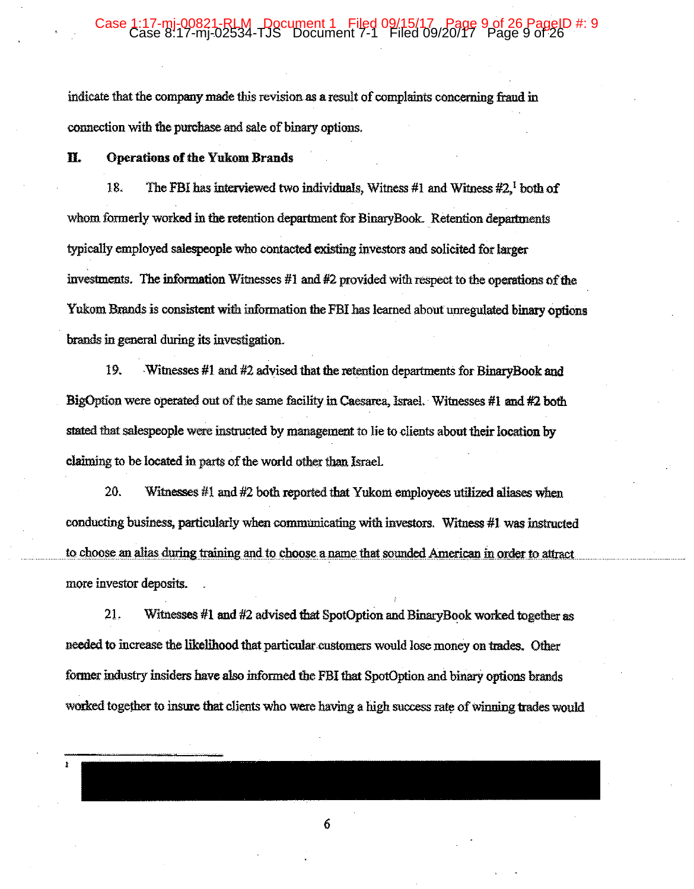indicate that the company made this revision as a result of complaints concerning fraud in connection with the purchase and sale of binary options.

## II. Operations of the Yukom Brands

18. The FBI has interviewed two individuals, Witness #1 and Witness #2,[1] both of whom formerly worked in the retention department for BinaryBook. Retention departments typically employed salespeople who contacted existing investors and solicited for larger investments. The information Witnesses #1 and #2 provided with respect to the operations of the Yukom Brands is consistent with information the FBI has learned about unregulated binary options brands in general during its investigation.

19. Witnesses #1 and #2 advised that the retention departments for BinaryBook and BigOption were operated out of the same facility in Caesarea, Israel. Witnesses #1 and #2 both stated that salespeople were instructed by management to lie to clients about their location by claiming to be located in parts of the world other than Israel.

20. Witnesses #1 and #2 both reported that Yukom employees utilized aliases when conducting business, particularly when communicating with investors. Witness #1 was instructed to choose an alias during training and to choose a name that sounded American in order to attract more investor deposits.

21. Witnesses #1 and #2 advised that SpotOption and BinaryBook worked together as needed to increase the likelihood that particular customers would lose money on trades. Other former industry insiders have also informed the FBI that SpotOption and binary options brands worked together to insure that clients who were having a high success rate of winning trades would

---

[1]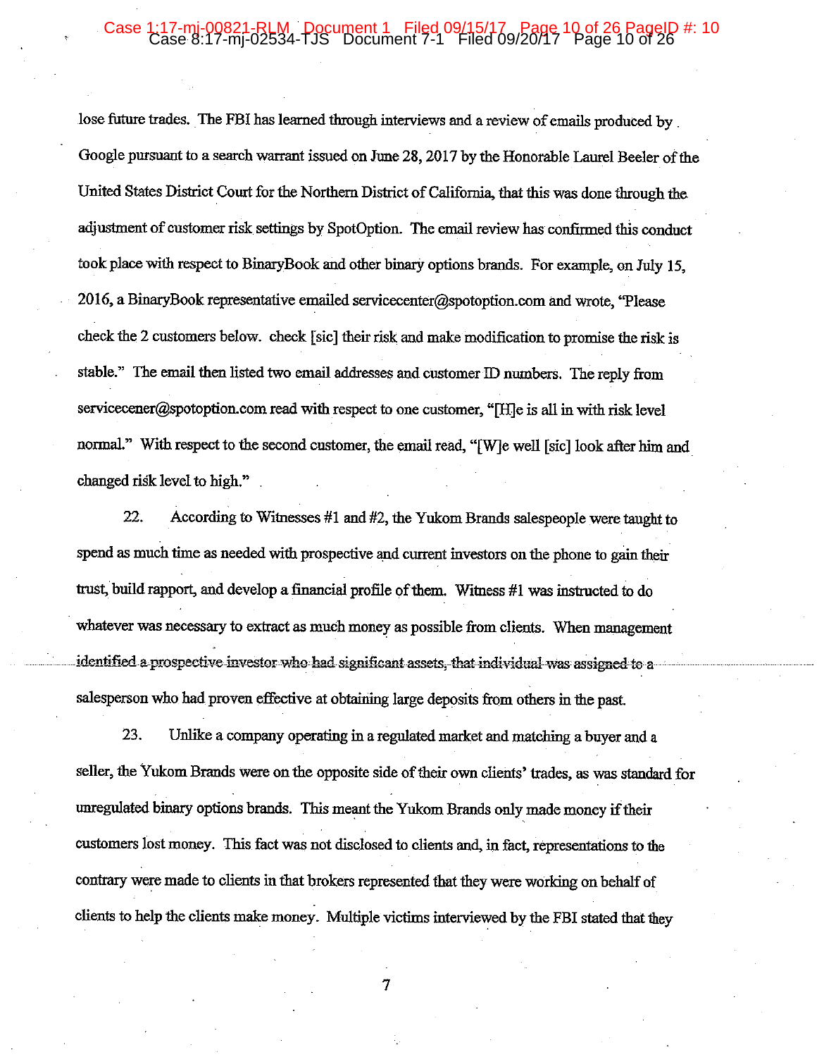lose future trades. The FBI has learned through interviews and a review of emails produced by Google pursuant to a search warrant issued on June 28, 2017 by the Honorable Laurel Beeler of the United States District Court for the Northern District of California, that this was done through the adjustment of customer risk settings by SpotOption. The email review has confirmed this conduct took place with respect to BinaryBook and other binary options brands. For example, on July 15, 2016, a BinaryBook representative emailed servicecenter@spotoption.com and wrote, "Please check the 2 customers below. check [sic] their risk and make modification to promise the risk is stable." The email then listed two email addresses and customer ID numbers. The reply from servicecener@spotoption.com read with respect to one customer, "[H]e is all in with risk level normal." With respect to the second customer, the email read, "[W]e well [sic] look after him and changed risk level to high."

22. According to Witnesses #1 and #2, the Yukom Brands salespeople were taught to spend as much time as needed with prospective and current investors on the phone to gain their trust, build rapport, and develop a financial profile of them. Witness #1 was instructed to do whatever was necessary to extract as much money as possible from clients. When management identified a prospective investor who had significant assets, that individual was assigned to a salesperson who had proven effective at obtaining large deposits from others in the past.

23. Unlike a company operating in a regulated market and matching a buyer and a seller, the Yukom Brands were on the opposite side of their own clients' trades, as was standard for unregulated binary options brands. This meant the Yukom Brands only made money if their customers lost money. This fact was not disclosed to clients and, in fact, representations to the contrary were made to clients in that brokers represented that they were working on behalf of clients to help the clients make money. Multiple victims interviewed by the FBI stated that they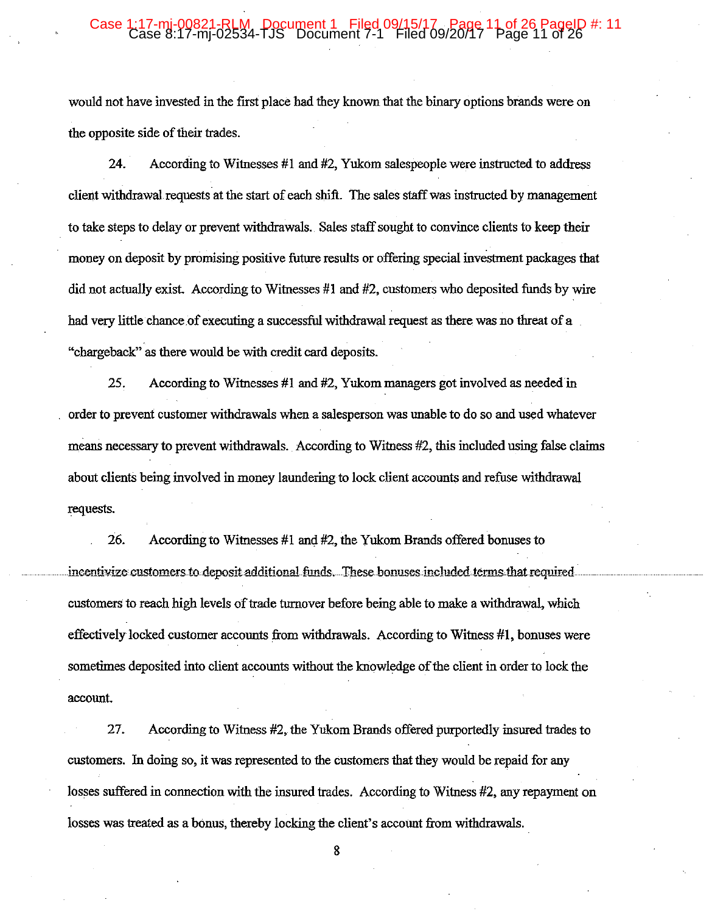would not have invested in the first place had they known that the binary options brands were on the opposite side of their trades.

24. According to Witnesses #1 and #2, Yukom salespeople were instructed to address client withdrawal requests at the start of each shift. The sales staff was instructed by management to take steps to delay or prevent withdrawals. Sales staff sought to convince clients to keep their money on deposit by promising positive future results or offering special investment packages that did not actually exist. According to Witnesses #1 and #2, customers who deposited funds by wire had very little chance of executing a successful withdrawal request as there was no threat of a "chargeback" as there would be with credit card deposits.

25. According to Witnesses #1 and #2, Yukom managers got involved as needed in order to prevent customer withdrawals when a salesperson was unable to do so and used whatever means necessary to prevent withdrawals. According to Witness #2, this included using false claims about clients being involved in money laundering to lock client accounts and refuse withdrawal requests.

26. According to Witnesses #1 and #2, the Yukom Brands offered bonuses to incentivize customers to deposit additional funds. These bonuses included terms that required customers to reach high levels of trade turnover before being able to make a withdrawal, which effectively locked customer accounts from withdrawals. According to Witness #1, bonuses were sometimes deposited into client accounts without the knowledge of the client in order to lock the account.

27. According to Witness #2, the Yukom Brands offered purportedly insured trades to customers. In doing so, it was represented to the customers that they would be repaid for any losses suffered in connection with the insured trades. According to Witness #2, any repayment on losses was treated as a bonus, thereby locking the client's account from withdrawals.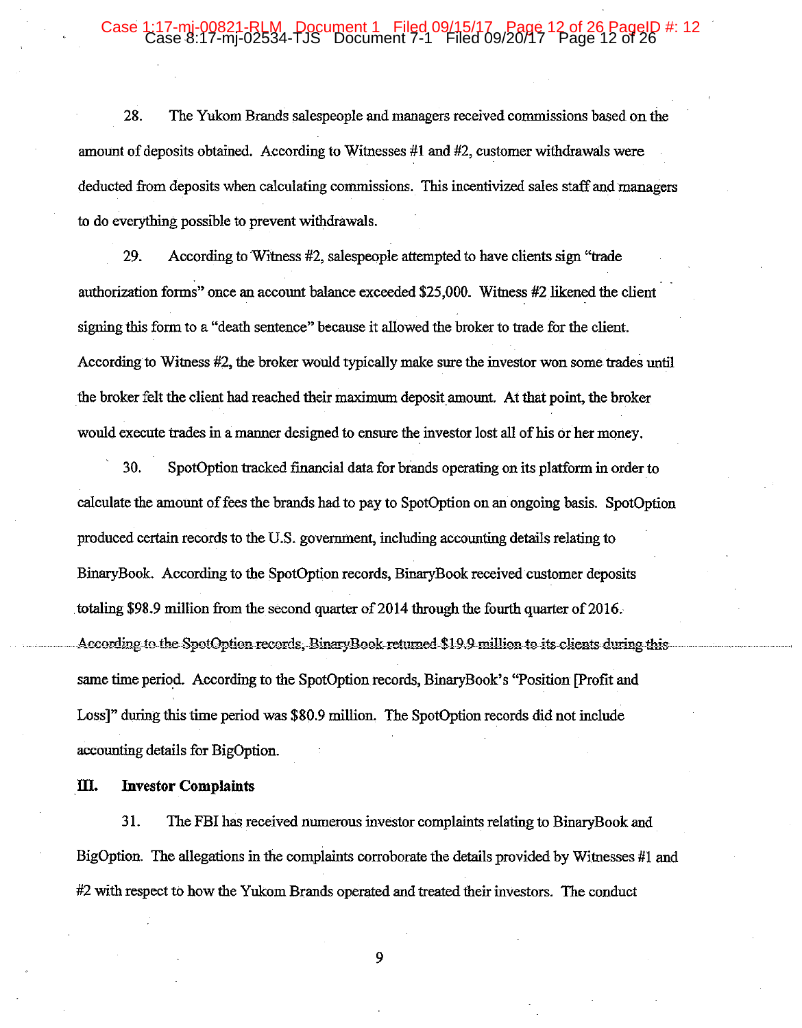28. The Yukom Brands salespeople and managers received commissions based on the amount of deposits obtained. According to Witnesses #1 and #2, customer withdrawals were deducted from deposits when calculating commissions. This incentivized sales staff and managers to do everything possible to prevent withdrawals.

29. According to Witness #2, salespeople attempted to have clients sign "trade authorization forms" once an account balance exceeded $25,000. Witness #2 likened the client signing this form to a "death sentence" because it allowed the broker to trade for the client. According to Witness #2, the broker would typically make sure the investor won some trades until the broker felt the client had reached their maximum deposit amount. At that point, the broker would execute trades in a manner designed to ensure the investor lost all of his or her money.

30. SpotOption tracked financial data for brands operating on its platform in order to calculate the amount of fees the brands had to pay to SpotOption on an ongoing basis. SpotOption produced certain records to the U.S. government, including accounting details relating to BinaryBook. According to the SpotOption records, BinaryBook received customer deposits totaling $98.9 million from the second quarter of 2014 through the fourth quarter of 2016. According to the SpotOption records, BinaryBook returned $19.9 million to its clients during this same time period. According to the SpotOption records, BinaryBook's "Position [Profit and Loss]" during this time period was $80.9 million. The SpotOption records did not include accounting details for BigOption.

## III. Investor Complaints

31. The FBI has received numerous investor complaints relating to BinaryBook and BigOption. The allegations in the complaints corroborate the details provided by Witnesses #1 and #2 with respect to how the Yukom Brands operated and treated their investors. The conduct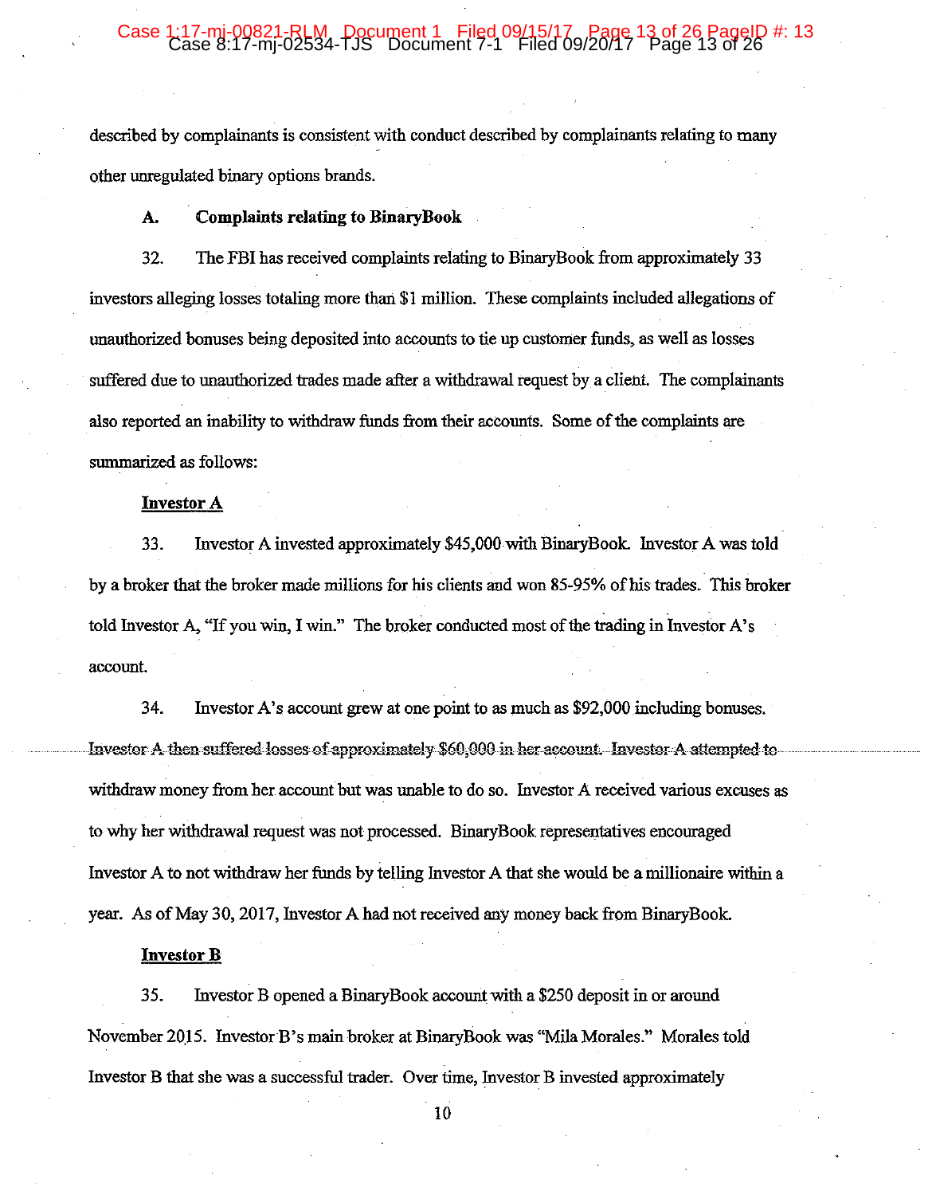described by complainants is consistent with conduct described by complainants relating to many other unregulated binary options brands.

### A. Complaints relating to BinaryBook

32. The FBI has received complaints relating to BinaryBook from approximately 33 investors alleging losses totaling more than $1 million. These complaints included allegations of unauthorized bonuses being deposited into accounts to tie up customer funds, as well as losses suffered due to unauthorized trades made after a withdrawal request by a client. The complainants also reported an inability to withdraw funds from their accounts. Some of the complaints are summarized as follows:

**Investor A**

33. Investor A invested approximately $45,000 with BinaryBook. Investor A was told by a broker that the broker made millions for his clients and won 85-95% of his trades. This broker told Investor A, "If you win, I win." The broker conducted most of the trading in Investor A's account.

34. Investor A's account grew at one point to as much as $92,000 including bonuses. Investor A then suffered losses of approximately $60,000 in her account. Investor A attempted to withdraw money from her account but was unable to do so. Investor A received various excuses as to why her withdrawal request was not processed. BinaryBook representatives encouraged Investor A to not withdraw her funds by telling Investor A that she would be a millionaire within a year. As of May 30, 2017, Investor A had not received any money back from BinaryBook.

**Investor B**

35. Investor B opened a BinaryBook account with a $250 deposit in or around November 2015. Investor B's main broker at BinaryBook was "Mila Morales." Morales told Investor B that she was a successful trader. Over time, Investor B invested approximately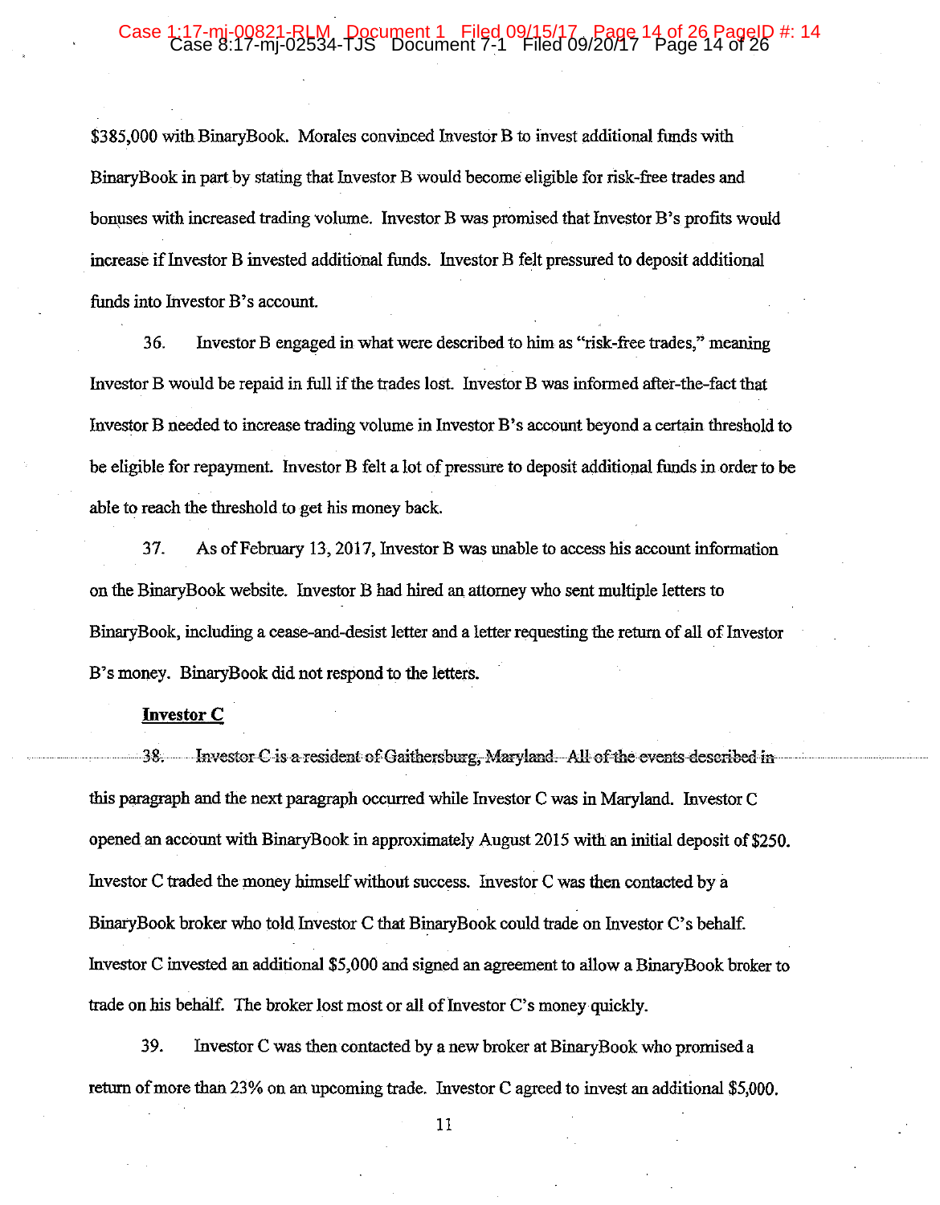$385,000 with BinaryBook. Morales convinced Investor B to invest additional funds with BinaryBook in part by stating that Investor B would become eligible for risk-free trades and bonuses with increased trading volume. Investor B was promised that Investor B's profits would increase if Investor B invested additional funds. Investor B felt pressured to deposit additional funds into Investor B's account.

36. Investor B engaged in what were described to him as "risk-free trades," meaning Investor B would be repaid in full if the trades lost. Investor B was informed after-the-fact that Investor B needed to increase trading volume in Investor B's account beyond a certain threshold to be eligible for repayment. Investor B felt a lot of pressure to deposit additional funds in order to be able to reach the threshold to get his money back.

37. As of February 13, 2017, Investor B was unable to access his account information on the BinaryBook website. Investor B had hired an attorney who sent multiple letters to BinaryBook, including a cease-and-desist letter and a letter requesting the return of all of Investor B's money. BinaryBook did not respond to the letters.

**Investor C**

38. Investor C is a resident of Gaithersburg, Maryland. All of the events described in this paragraph and the next paragraph occurred while Investor C was in Maryland. Investor C opened an account with BinaryBook in approximately August 2015 with an initial deposit of $250. Investor C traded the money himself without success. Investor C was then contacted by a BinaryBook broker who told Investor C that BinaryBook could trade on Investor C's behalf. Investor C invested an additional $5,000 and signed an agreement to allow a BinaryBook broker to trade on his behalf. The broker lost most or all of Investor C's money quickly.

39. Investor C was then contacted by a new broker at BinaryBook who promised a return of more than 23% on an upcoming trade. Investor C agreed to invest an additional $5,000.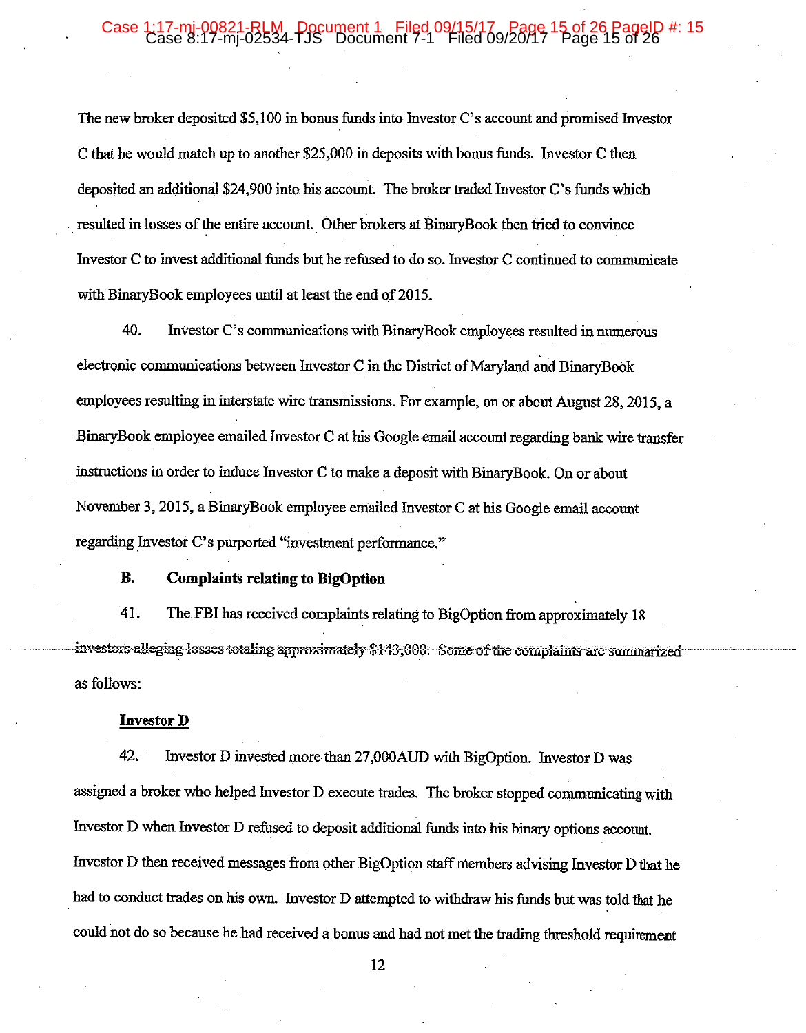The new broker deposited $5,100 in bonus funds into Investor C's account and promised Investor C that he would match up to another $25,000 in deposits with bonus funds. Investor C then deposited an additional $24,900 into his account. The broker traded Investor C's funds which resulted in losses of the entire account. Other brokers at BinaryBook then tried to convince Investor C to invest additional funds but he refused to do so. Investor C continued to communicate with BinaryBook employees until at least the end of 2015.

40. Investor C's communications with BinaryBook employees resulted in numerous electronic communications between Investor C in the District of Maryland and BinaryBook employees resulting in interstate wire transmissions. For example, on or about August 28, 2015, a BinaryBook employee emailed Investor C at his Google email account regarding bank wire transfer instructions in order to induce Investor C to make a deposit with BinaryBook. On or about November 3, 2015, a BinaryBook employee emailed Investor C at his Google email account regarding Investor C's purported "investment performance."

### B. Complaints relating to BigOption

41. The FBI has received complaints relating to BigOption from approximately 18 investors alleging losses totaling approximately $143,000. Some of the complaints are summarized as follows:

**Investor D**

42. Investor D invested more than 27,000AUD with BigOption. Investor D was assigned a broker who helped Investor D execute trades. The broker stopped communicating with Investor D when Investor D refused to deposit additional funds into his binary options account. Investor D then received messages from other BigOption staff members advising Investor D that he had to conduct trades on his own. Investor D attempted to withdraw his funds but was told that he could not do so because he had received a bonus and had not met the trading threshold requirement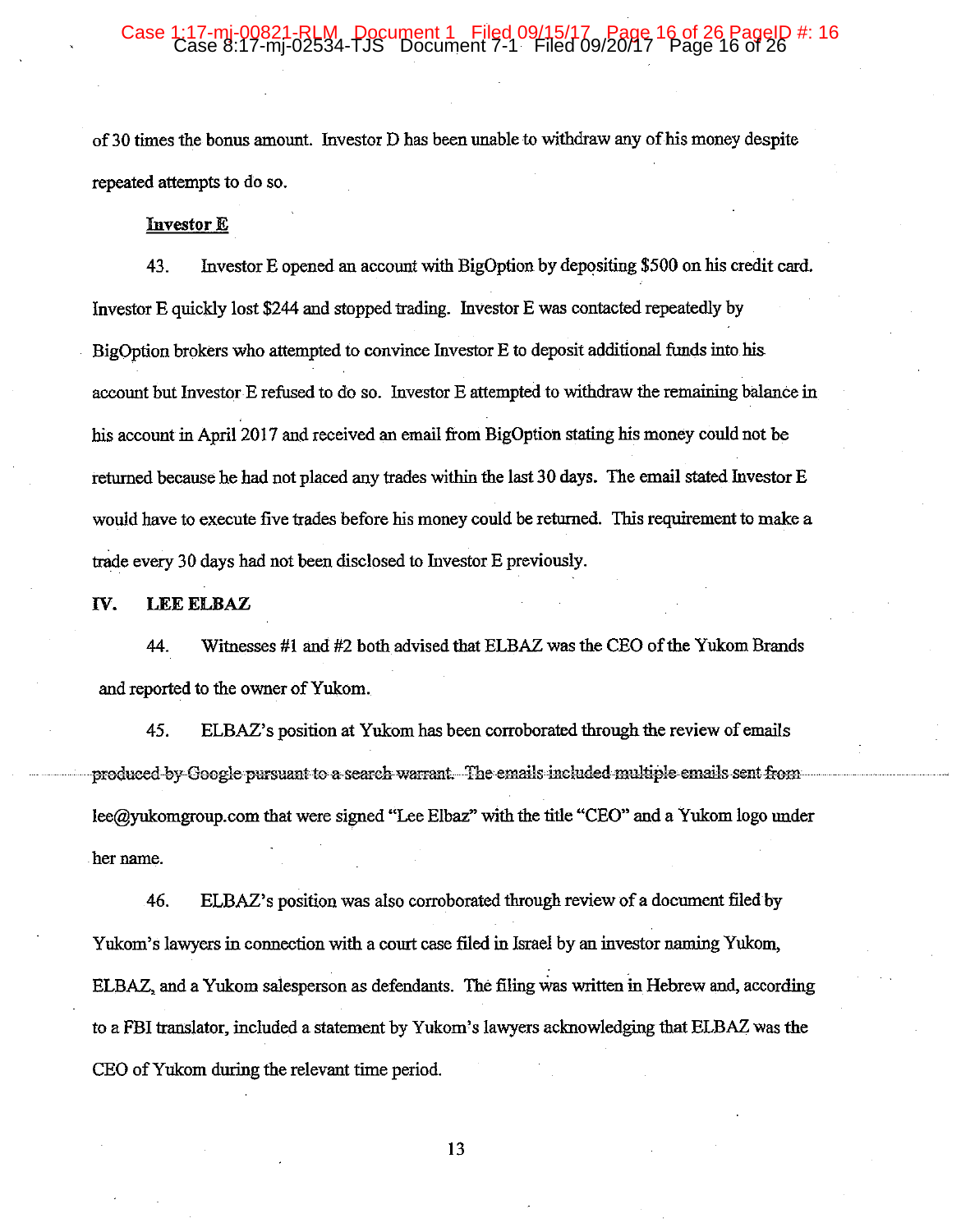of 30 times the bonus amount. Investor D has been unable to withdraw any of his money despite repeated attempts to do so.

**Investor E**

43. Investor E opened an account with BigOption by depositing $500 on his credit card. Investor E quickly lost $244 and stopped trading. Investor E was contacted repeatedly by BigOption brokers who attempted to convince Investor E to deposit additional funds into his account but Investor E refused to do so. Investor E attempted to withdraw the remaining balance in his account in April 2017 and received an email from BigOption stating his money could not be returned because he had not placed any trades within the last 30 days. The email stated Investor E would have to execute five trades before his money could be returned. This requirement to make a trade every 30 days had not been disclosed to Investor E previously.

## IV. LEE ELBAZ

44. Witnesses #1 and #2 both advised that ELBAZ was the CEO of the Yukom Brands and reported to the owner of Yukom.

45. ELBAZ's position at Yukom has been corroborated through the review of emails produced by Google pursuant to a search warrant. The emails included multiple emails sent from lee@yukomgroup.com that were signed "Lee Elbaz" with the title "CEO" and a Yukom logo under her name.

46. ELBAZ's position was also corroborated through review of a document filed by Yukom's lawyers in connection with a court case filed in Israel by an investor naming Yukom, ELBAZ, and a Yukom salesperson as defendants. The filing was written in Hebrew and, according to a FBI translator, included a statement by Yukom's lawyers acknowledging that ELBAZ was the CEO of Yukom during the relevant time period.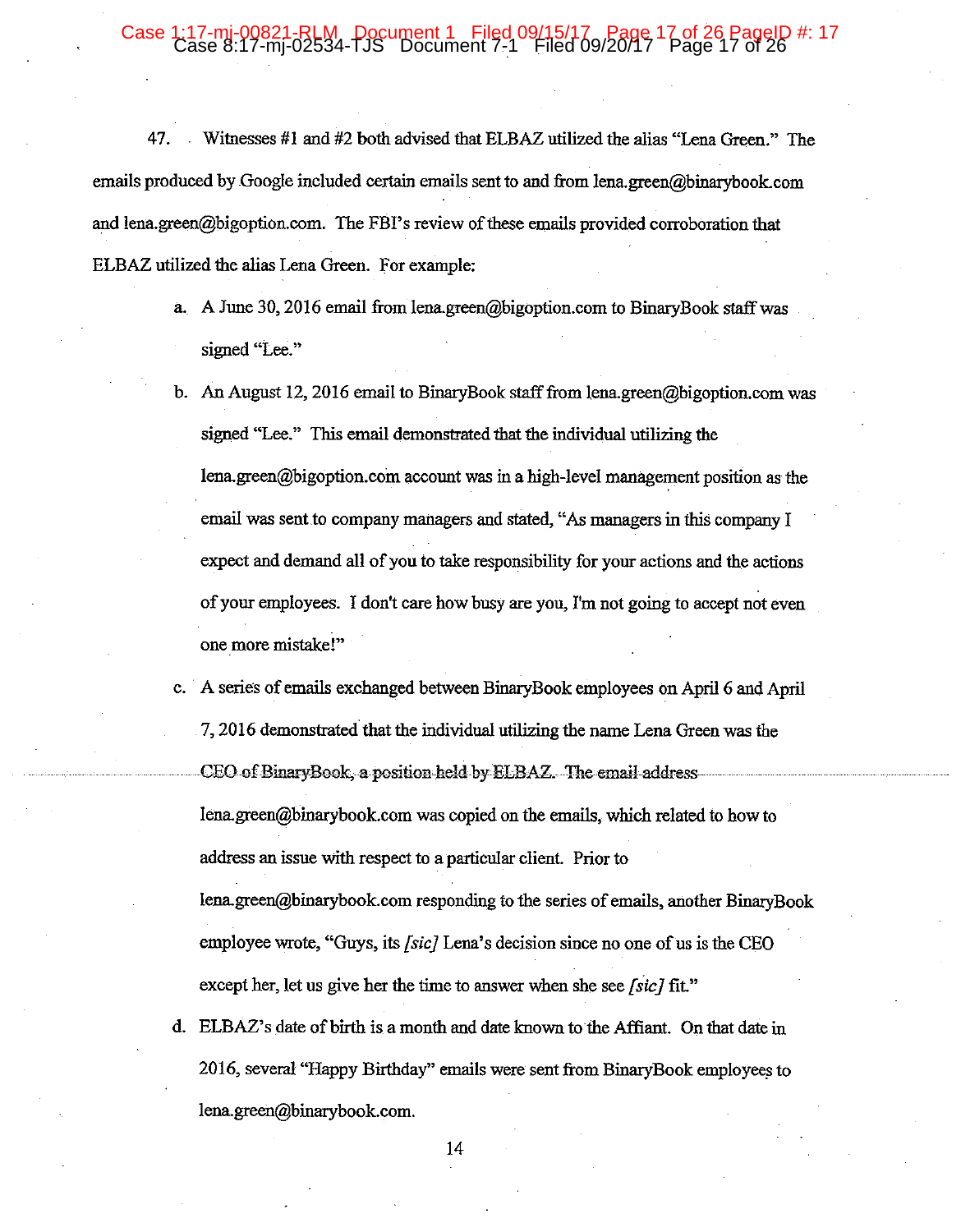47. Witnesses #1 and #2 both advised that ELBAZ utilized the alias "Lena Green." The emails produced by Google included certain emails sent to and from lena.green@binarybook.com and lena.green@bigoption.com. The FBI's review of these emails provided corroboration that ELBAZ utilized the alias Lena Green. For example:

a. A June 30, 2016 email from lena.green@bigoption.com to BinaryBook staff was signed "Lee."

b. An August 12, 2016 email to BinaryBook staff from lena.green@bigoption.com was signed "Lee." This email demonstrated that the individual utilizing the lena.green@bigoption.com account was in a high-level management position as the email was sent to company managers and stated, "As managers in this company I expect and demand all of you to take responsibility for your actions and the actions of your employees. I don't care how busy are you, I'm not going to accept not even one more mistake!"

c. A series of emails exchanged between BinaryBook employees on April 6 and April 7, 2016 demonstrated that the individual utilizing the name Lena Green was the CEO of BinaryBook, a position held by ELBAZ. The email address lena.green@binarybook.com was copied on the emails, which related to how to address an issue with respect to a particular client. Prior to lena.green@binarybook.com responding to the series of emails, another BinaryBook employee wrote, "Guys, its *[sic]* Lena's decision since no one of us is the CEO except her, let us give her the time to answer when she see *[sic]* fit."

d. ELBAZ's date of birth is a month and date known to the Affiant. On that date in 2016, several "Happy Birthday" emails were sent from BinaryBook employees to lena.green@binarybook.com.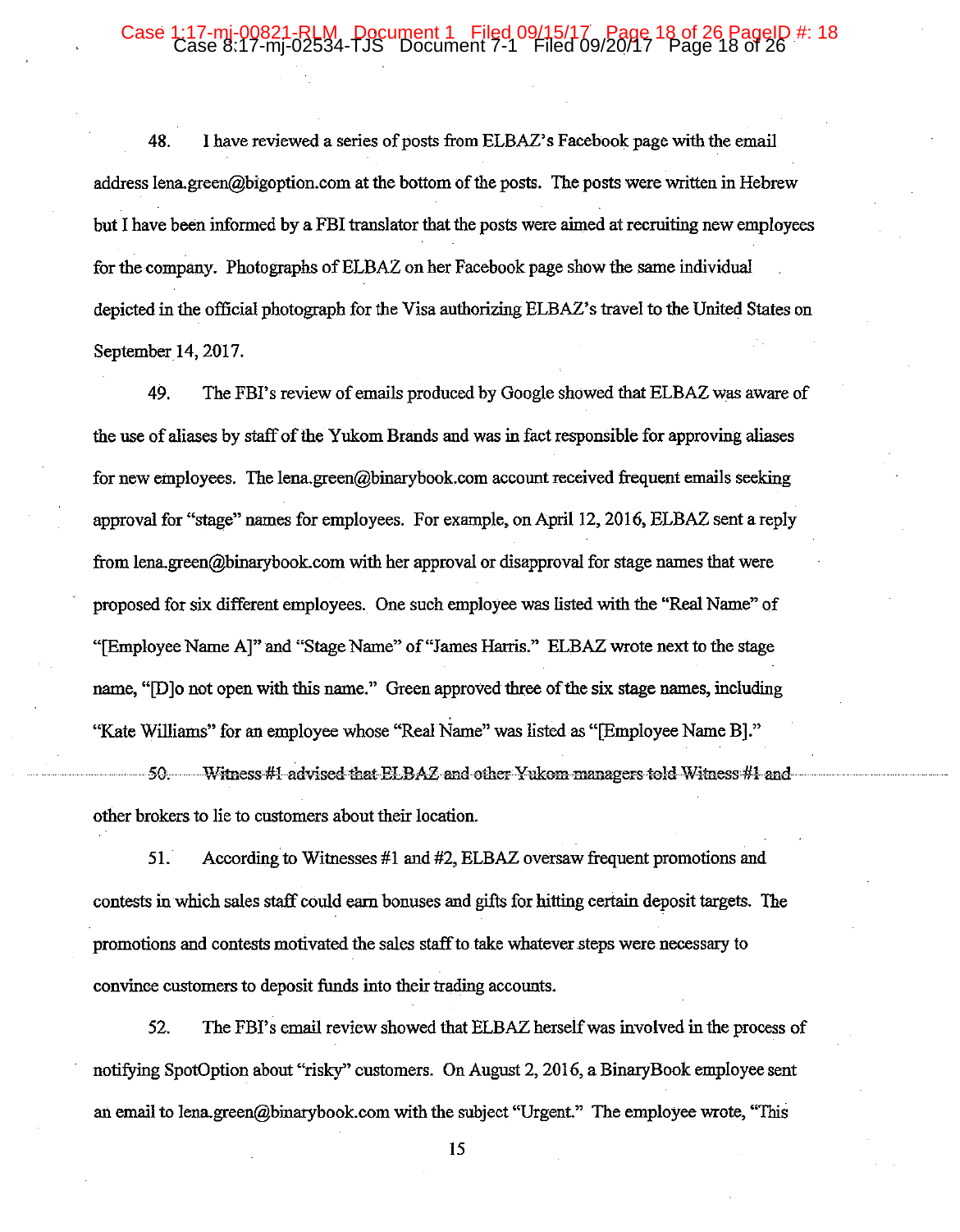48. I have reviewed a series of posts from ELBAZ's Facebook page with the email address lena.green@bigoption.com at the bottom of the posts. The posts were written in Hebrew but I have been informed by a FBI translator that the posts were aimed at recruiting new employees for the company. Photographs of ELBAZ on her Facebook page show the same individual depicted in the official photograph for the Visa authorizing ELBAZ's travel to the United States on September 14, 2017.

49. The FBI's review of emails produced by Google showed that ELBAZ was aware of the use of aliases by staff of the Yukom Brands and was in fact responsible for approving aliases for new employees. The lena.green@binarybook.com account received frequent emails seeking approval for "stage" names for employees. For example, on April 12, 2016, ELBAZ sent a reply from lena.green@binarybook.com with her approval or disapproval for stage names that were proposed for six different employees. One such employee was listed with the "Real Name" of "[Employee Name A]" and "Stage Name" of "James Harris." ELBAZ wrote next to the stage name, "[D]o not open with this name." Green approved three of the six stage names, including "Kate Williams" for an employee whose "Real Name" was listed as "[Employee Name B]."

50. Witness #1 advised that ELBAZ and other Yukom managers told Witness #1 and other brokers to lie to customers about their location.

51. According to Witnesses #1 and #2, ELBAZ oversaw frequent promotions and contests in which sales staff could earn bonuses and gifts for hitting certain deposit targets. The promotions and contests motivated the sales staff to take whatever steps were necessary to convince customers to deposit funds into their trading accounts.

52. The FBI's email review showed that ELBAZ herself was involved in the process of notifying SpotOption about "risky" customers. On August 2, 2016, a BinaryBook employee sent an email to lena.green@binarybook.com with the subject "Urgent." The employee wrote, "This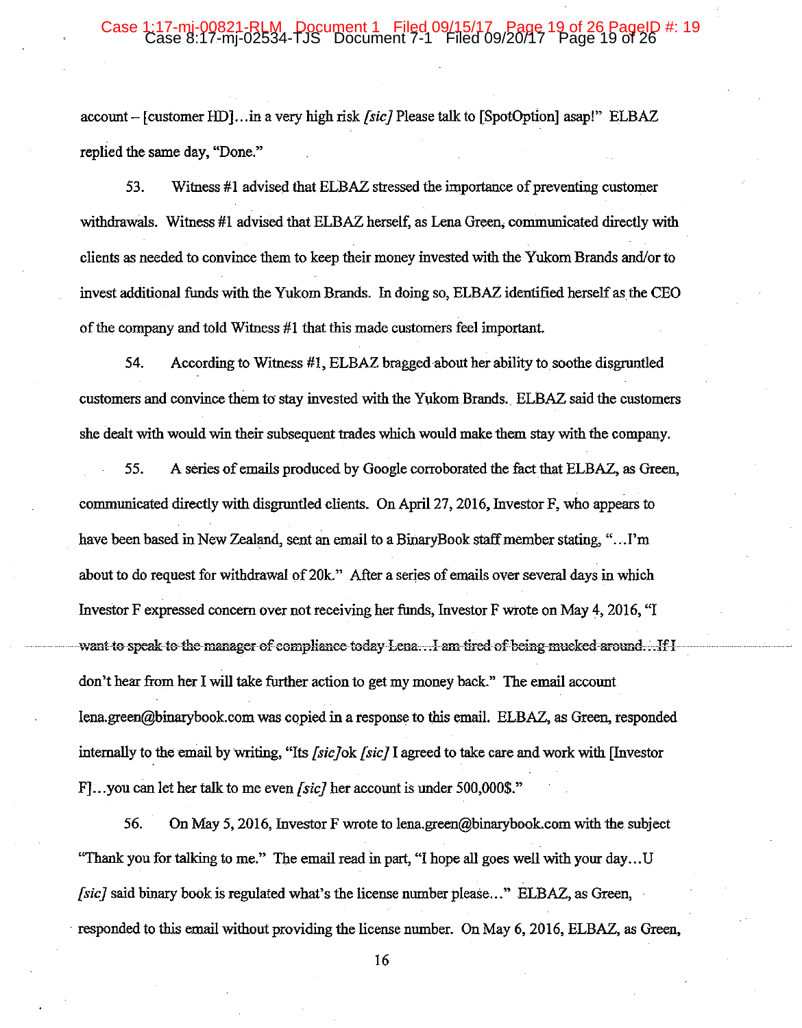account – [customer HD]…in a very high risk *[sic]* Please talk to [SpotOption] asap!" ELBAZ replied the same day, "Done."

53. Witness #1 advised that ELBAZ stressed the importance of preventing customer withdrawals. Witness #1 advised that ELBAZ herself, as Lena Green, communicated directly with clients as needed to convince them to keep their money invested with the Yukom Brands and/or to invest additional funds with the Yukom Brands. In doing so, ELBAZ identified herself as the CEO of the company and told Witness #1 that this made customers feel important.

54. According to Witness #1, ELBAZ bragged about her ability to soothe disgruntled customers and convince them to stay invested with the Yukom Brands. ELBAZ said the customers she dealt with would win their subsequent trades which would make them stay with the company.

55. A series of emails produced by Google corroborated the fact that ELBAZ, as Green, communicated directly with disgruntled clients. On April 27, 2016, Investor F, who appears to have been based in New Zealand, sent an email to a BinaryBook staff member stating, "…I'm about to do request for withdrawal of 20k." After a series of emails over several days in which Investor F expressed concern over not receiving her funds, Investor F wrote on May 4, 2016, "I want to speak to the manager of compliance today Lena…I am tired of being mucked around…If I don't hear from her I will take further action to get my money back." The email account lena.green@binarybook.com was copied in a response to this email. ELBAZ, as Green, responded internally to the email by writing, "Its *[sic]*ok *[sic]* I agreed to take care and work with [Investor F]…you can let her talk to me even *[sic]* her account is under 500,000$."

56. On May 5, 2016, Investor F wrote to lena.green@binarybook.com with the subject "Thank you for talking to me." The email read in part, "I hope all goes well with your day…U *[sic]* said binary book is regulated what's the license number please…" ELBAZ, as Green, responded to this email without providing the license number. On May 6, 2016, ELBAZ, as Green,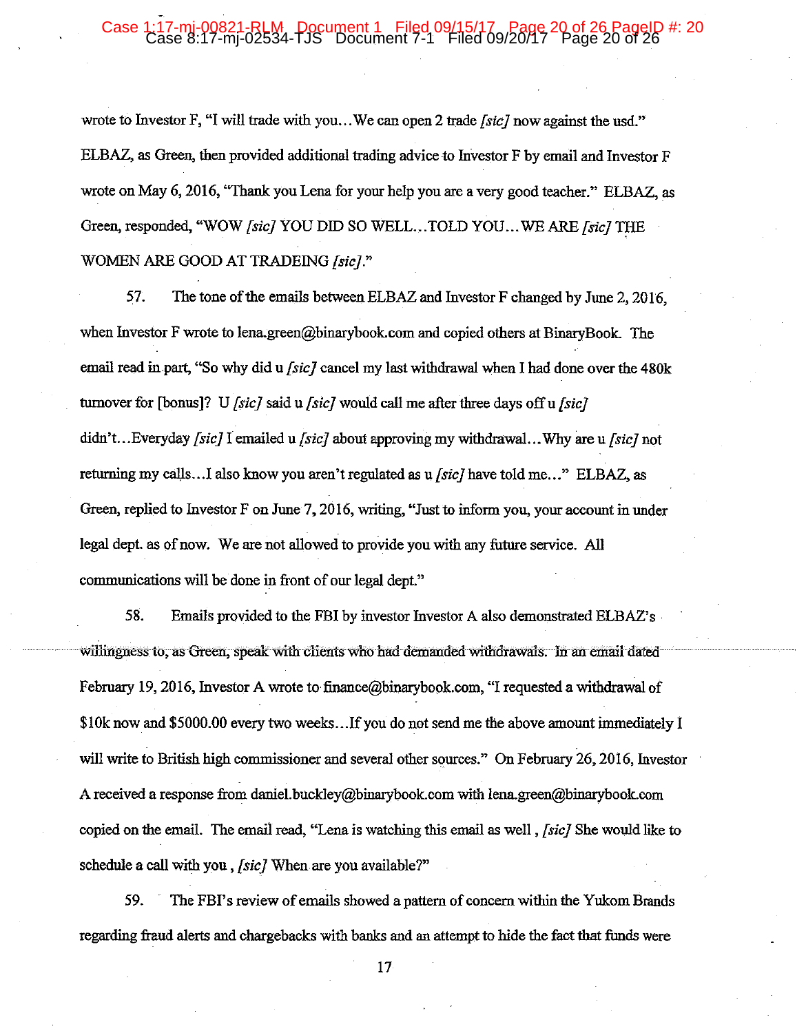wrote to Investor F, "I will trade with you…We can open 2 trade *[sic]* now against the usd." ELBAZ, as Green, then provided additional trading advice to Investor F by email and Investor F wrote on May 6, 2016, "Thank you Lena for your help you are a very good teacher." ELBAZ, as Green, responded, "WOW *[sic]* YOU DID SO WELL…TOLD YOU…WE ARE *[sic]* THE WOMEN ARE GOOD AT TRADEING *[sic]*."

57. The tone of the emails between ELBAZ and Investor F changed by June 2, 2016, when Investor F wrote to lena.green@binarybook.com and copied others at BinaryBook. The email read in part, "So why did u *[sic]* cancel my last withdrawal when I had done over the 480k turnover for [bonus]? U *[sic]* said u *[sic]* would call me after three days off u *[sic]* didn't…Everyday *[sic]* I emailed u *[sic]* about approving my withdrawal…Why are u *[sic]* not returning my calls…I also know you aren't regulated as u *[sic]* have told me…" ELBAZ, as Green, replied to Investor F on June 7, 2016, writing, "Just to inform you, your account in under legal dept. as of now. We are not allowed to provide you with any future service. All communications will be done in front of our legal dept."

58. Emails provided to the FBI by investor Investor A also demonstrated ELBAZ's willingness to, as Green, speak with clients who had demanded withdrawals. In an email dated February 19, 2016, Investor A wrote to finance@binarybook.com, "I requested a withdrawal of $10k now and $5000.00 every two weeks…If you do not send me the above amount immediately I will write to British high commissioner and several other sources." On February 26, 2016, Investor A received a response from daniel.buckley@binarybook.com with lena.green@binarybook.com copied on the email. The email read, "Lena is watching this email as well , *[sic]* She would like to schedule a call with you , *[sic]* When are you available?"

59. The FBI's review of emails showed a pattern of concern within the Yukom Brands regarding fraud alerts and chargebacks with banks and an attempt to hide the fact that funds were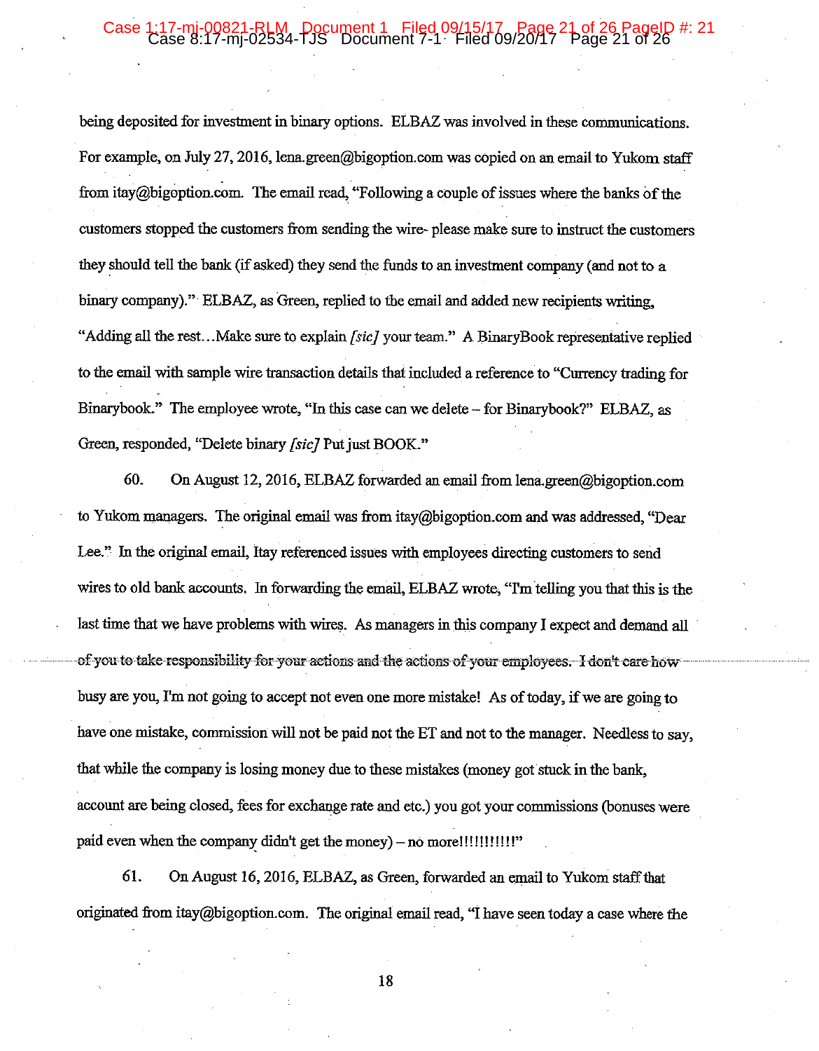being deposited for investment in binary options. ELBAZ was involved in these communications. For example, on July 27, 2016, lena.green@bigoption.com was copied on an email to Yukom staff from itay@bigoption.com. The email read, "Following a couple of issues where the banks of the customers stopped the customers from sending the wire- please make sure to instruct the customers they should tell the bank (if asked) they send the funds to an investment company (and not to a binary company)." ELBAZ, as Green, replied to the email and added new recipients writing, "Adding all the rest…Make sure to explain *[sic]* your team." A BinaryBook representative replied to the email with sample wire transaction details that included a reference to "Currency trading for Binarybook." The employee wrote, "In this case can we delete – for Binarybook?" ELBAZ, as Green, responded, "Delete binary *[sic]* Put just BOOK."

60. On August 12, 2016, ELBAZ forwarded an email from lena.green@bigoption.com to Yukom managers. The original email was from itay@bigoption.com and was addressed, "Dear Lee." In the original email, Itay referenced issues with employees directing customers to send wires to old bank accounts. In forwarding the email, ELBAZ wrote, "I'm telling you that this is the last time that we have problems with wires. As managers in this company I expect and demand all of you to take responsibility for your actions and the actions of your employees. I don't care how busy are you, I'm not going to accept not even one more mistake! As of today, if we are going to have one mistake, commission will not be paid not the ET and not to the manager. Needless to say, that while the company is losing money due to these mistakes (money got stuck in the bank, account are being closed, fees for exchange rate and etc.) you got your commissions (bonuses were paid even when the company didn't get the money) – no more!!!!!!!!!!"

61. On August 16, 2016, ELBAZ, as Green, forwarded an email to Yukom staff that originated from itay@bigoption.com. The original email read, "I have seen today a case where the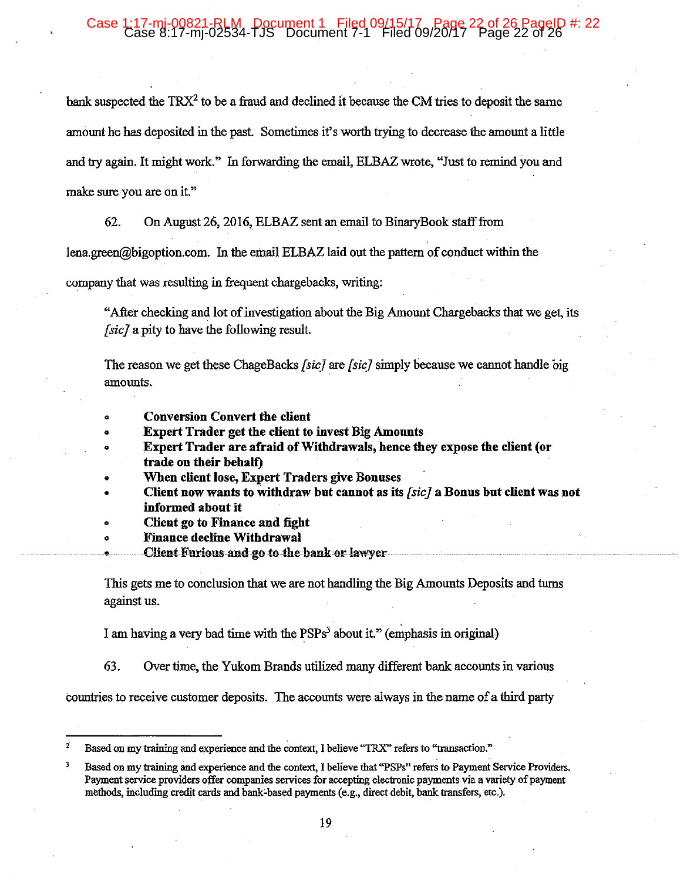bank suspected the TRX[2] to be a fraud and declined it because the CM tries to deposit the same amount he has deposited in the past. Sometimes it's worth trying to decrease the amount a little and try again. It might work." In forwarding the email, ELBAZ wrote, "Just to remind you and make sure you are on it."

62. On August 26, 2016, ELBAZ sent an email to BinaryBook staff from lena.green@bigoption.com. In the email ELBAZ laid out the pattern of conduct within the company that was resulting in frequent chargebacks, writing:

> "After checking and lot of investigation about the Big Amount Chargebacks that we get, its *[sic]* a pity to have the following result.
>
> The reason we get these ChageBacks *[sic]* are *[sic]* simply because we cannot handle big amounts.
>
> - **Conversion Convert the client**
> - **Expert Trader get the client to invest Big Amounts**
> - **Expert Trader are afraid of Withdrawals, hence they expose the client (or trade on their behalf)**
> - **When client lose, Expert Traders give Bonuses**
> - **Client now wants to withdraw but cannot as its *[sic]* a Bonus but client was not informed about it**
> - **Client go to Finance and fight**
> - **Finance decline Withdrawal**
> - **Client Furious and go to the bank or lawyer**
>
> This gets me to conclusion that we are not handling the Big Amounts Deposits and turns against us.
>
> I am having a very bad time with the PSPs[3] about it." (emphasis in original)

63. Over time, the Yukom Brands utilized many different bank accounts in various countries to receive customer deposits. The accounts were always in the name of a third party

---

[2] Based on my training and experience and the context, I believe "TRX" refers to "transaction."

[3] Based on my training and experience and the context, I believe that "PSPs" refers to Payment Service Providers. Payment service providers offer companies services for accepting electronic payments via a variety of payment methods, including credit cards and bank-based payments (e.g., direct debit, bank transfers, etc.).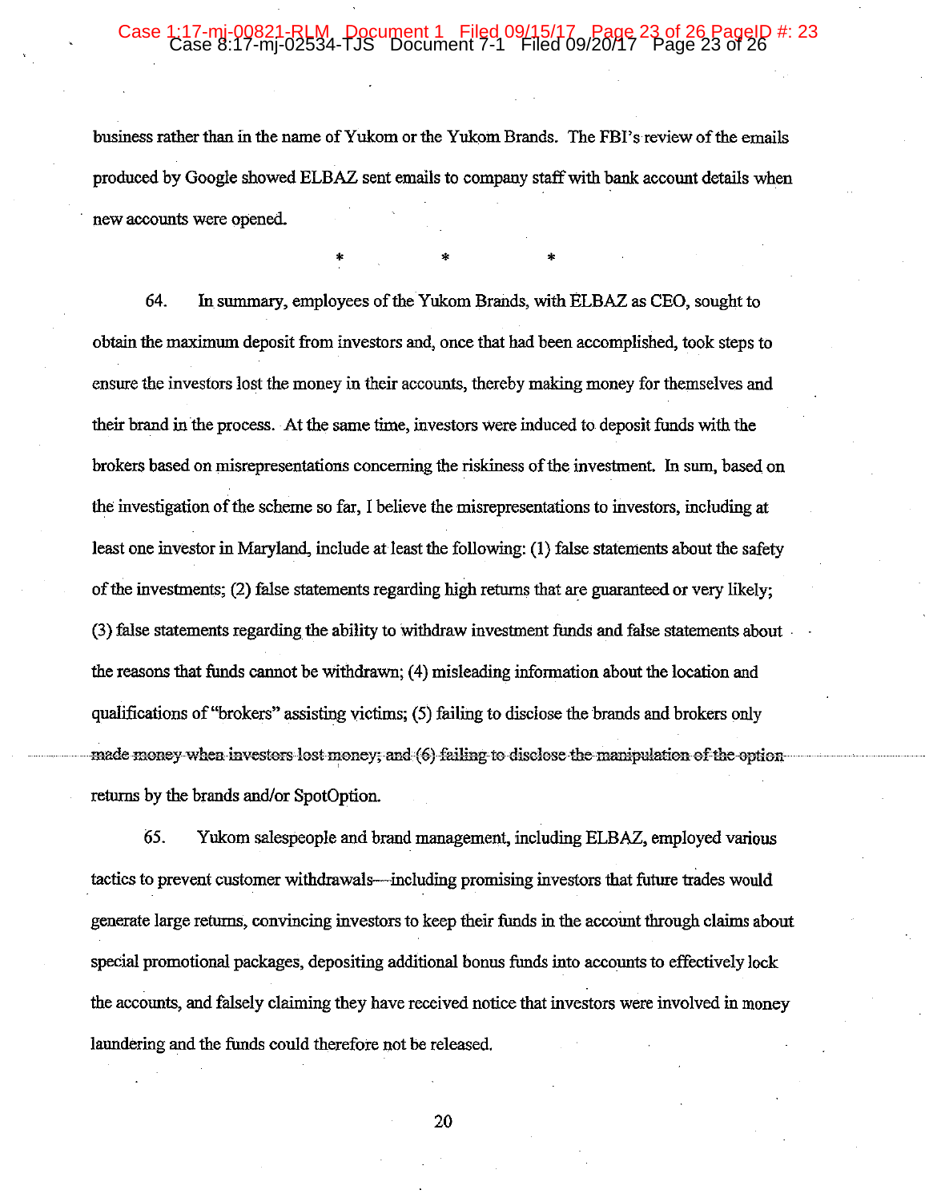business rather than in the name of Yukom or the Yukom Brands. The FBI's review of the emails produced by Google showed ELBAZ sent emails to company staff with bank account details when new accounts were opened.

\* \* \*

64. In summary, employees of the Yukom Brands, with ELBAZ as CEO, sought to obtain the maximum deposit from investors and, once that had been accomplished, took steps to ensure the investors lost the money in their accounts, thereby making money for themselves and their brand in the process. At the same time, investors were induced to deposit funds with the brokers based on misrepresentations concerning the riskiness of the investment. In sum, based on the investigation of the scheme so far, I believe the misrepresentations to investors, including at least one investor in Maryland, include at least the following: (1) false statements about the safety of the investments; (2) false statements regarding high returns that are guaranteed or very likely; (3) false statements regarding the ability to withdraw investment funds and false statements about the reasons that funds cannot be withdrawn; (4) misleading information about the location and qualifications of "brokers" assisting victims; (5) failing to disclose the brands and brokers only made money when investors lost money; and (6) failing to disclose the manipulation of the option returns by the brands and/or SpotOption.

65. Yukom salespeople and brand management, including ELBAZ, employed various tactics to prevent customer withdrawals—including promising investors that future trades would generate large returns, convincing investors to keep their funds in the account through claims about special promotional packages, depositing additional bonus funds into accounts to effectively lock the accounts, and falsely claiming they have received notice that investors were involved in money laundering and the funds could therefore not be released.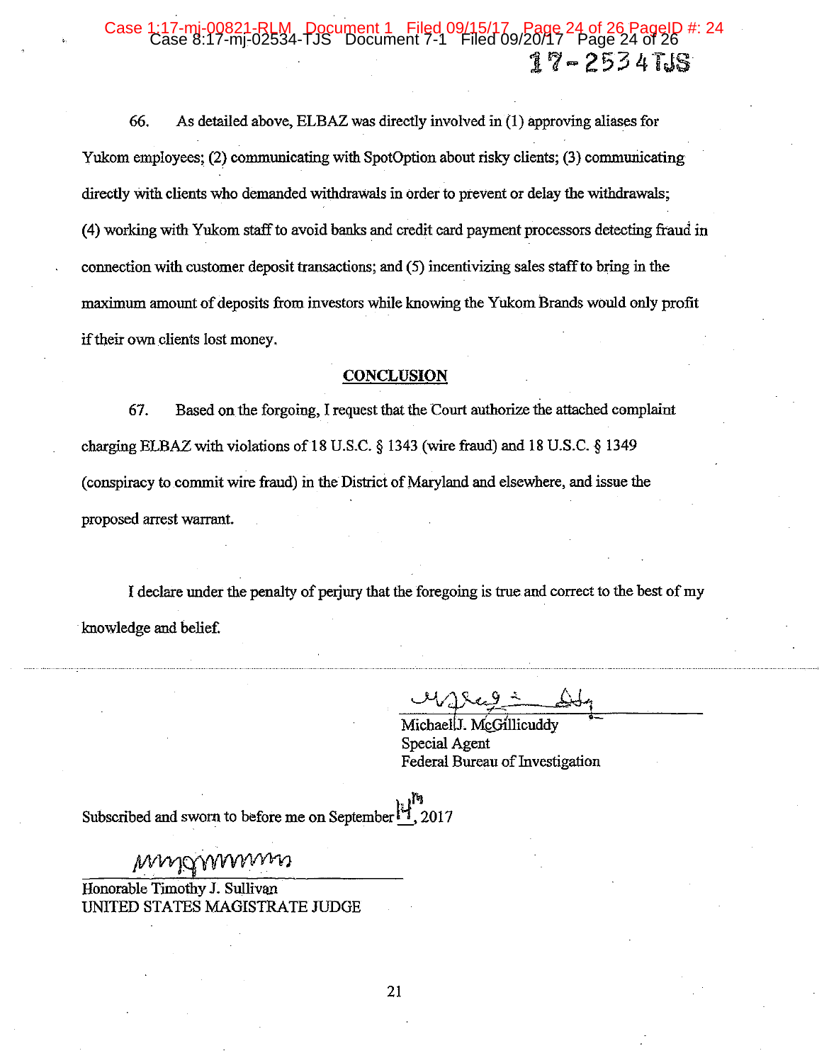66. As detailed above, ELBAZ was directly involved in (1) approving aliases for Yukom employees; (2) communicating with SpotOption about risky clients; (3) communicating directly with clients who demanded withdrawals in order to prevent or delay the withdrawals; (4) working with Yukom staff to avoid banks and credit card payment processors detecting fraud in connection with customer deposit transactions; and (5) incentivizing sales staff to bring in the maximum amount of deposits from investors while knowing the Yukom Brands would only profit if their own clients lost money.

**CONCLUSION**

67. Based on the forgoing, I request that the Court authorize the attached complaint charging ELBAZ with violations of 18 U.S.C. § 1343 (wire fraud) and 18 U.S.C. § 1349 (conspiracy to commit wire fraud) in the District of Maryland and elsewhere, and issue the proposed arrest warrant.

I declare under the penalty of perjury that the foregoing is true and correct to the best of my knowledge and belief.

Michael J. McGillicuddy
Special Agent
Federal Bureau of Investigation

Subscribed and sworn to before me on September 14th, 2017

Honorable Timothy J. Sullivan
UNITED STATES MAGISTRATE JUDGE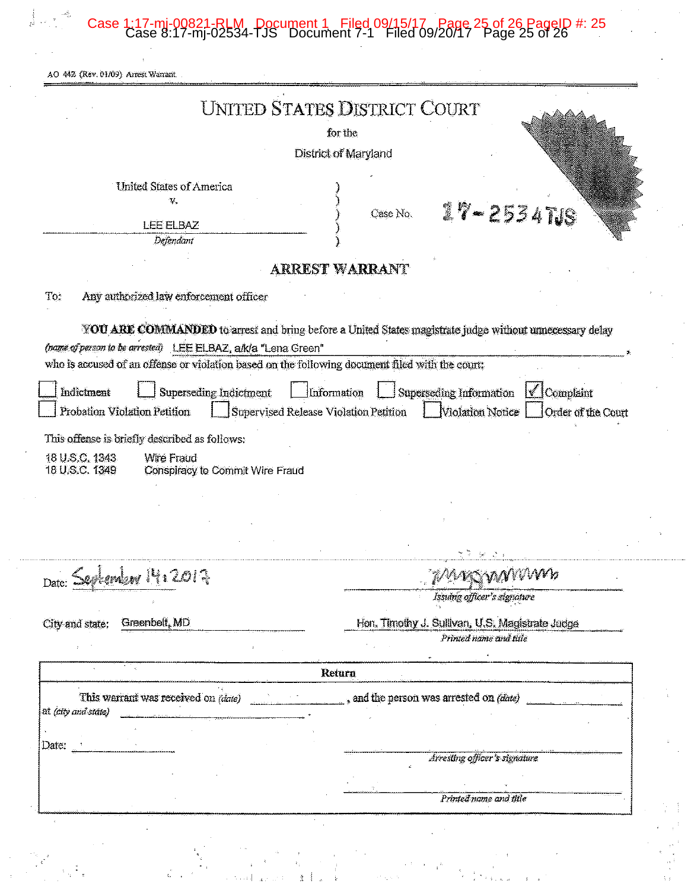AO 442 (Rev. 01/09) Arrest Warrant

# UNITED STATES DISTRICT COURT

for the

District of Maryland

United States of America
v.
LEE ELBAZ
*Defendant*

Case No. 17-2534TJS

## ARREST WARRANT

To: Any authorized law enforcement officer

**YOU ARE COMMANDED** to arrest and bring before a United States magistrate judge without unnecessary delay

*(name of person to be arrested)* LEE ELBAZ, a/k/a "Lena Green",

who is accused of an offense or violation based on the following document filed with the court:

☐ Indictment ☐ Superseding Indictment ☐ Information ☐ Superseding Information ☑ Complaint
☐ Probation Violation Petition ☐ Supervised Release Violation Petition ☐ Violation Notice ☐ Order of the Court

This offense is briefly described as follows:

18 U.S.C. 1343 Wire Fraud
18 U.S.C. 1349 Conspiracy to Commit Wire Fraud

Date: September 14, 2017

*Issuing officer's signature*

City and state: Greenbelt, MD

Hon. Timothy J. Sullivan, U.S. Magistrate Judge
*Printed name and title*

**Return**

This warrant was received on *(date)* \_\_\_\_\_\_\_\_\_\_, and the person was arrested on *(date)* \_\_\_\_\_\_\_\_\_\_
at *(city and state)* \_\_\_\_\_\_\_\_\_\_.

Date: \_\_\_\_\_\_\_\_\_\_

*Arresting officer's signature*

*Printed name and title*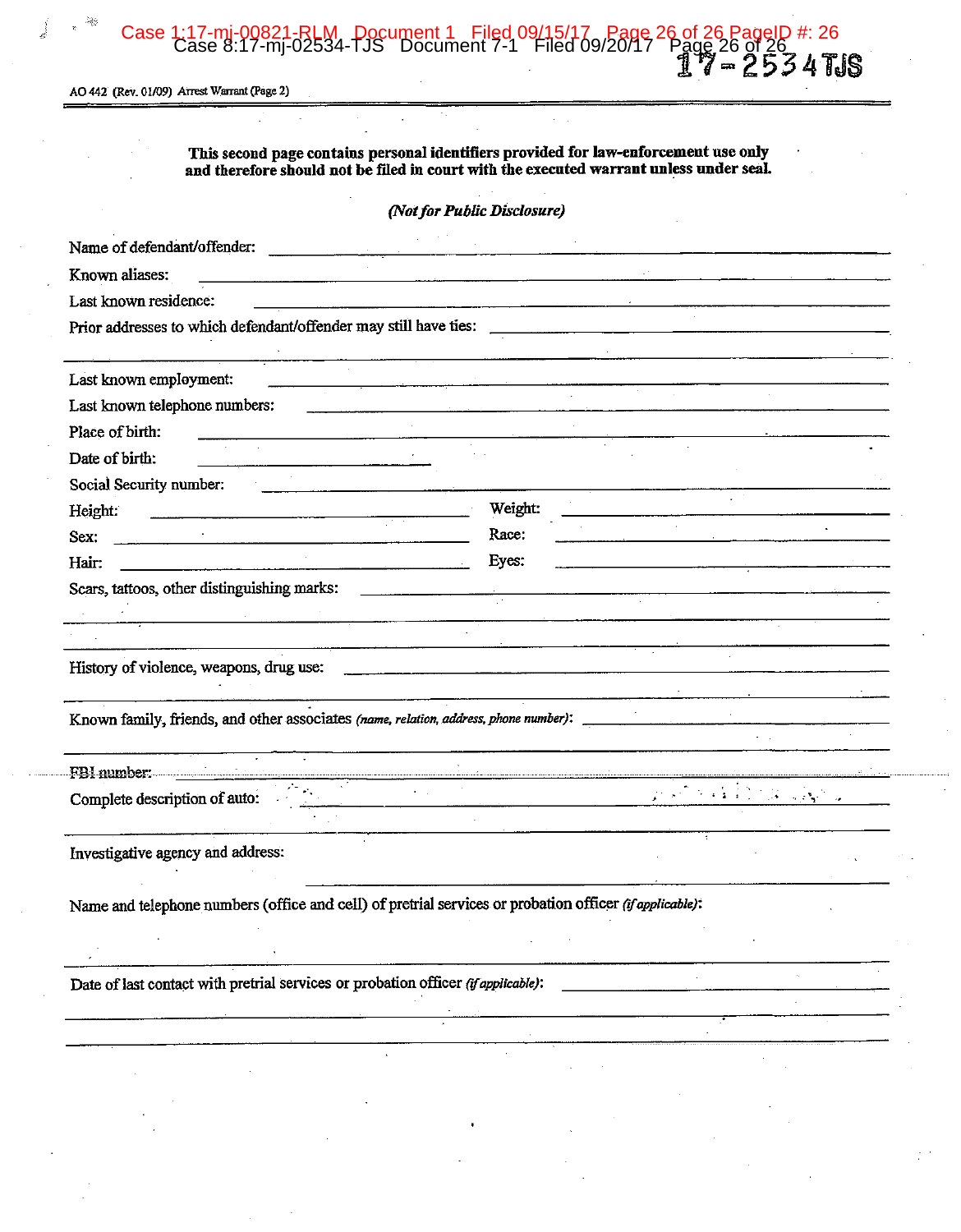AO 442 (Rev. 01/09) Arrest Warrant (Page 2)

**This second page contains personal identifiers provided for law-enforcement use only and therefore should not be filed in court with the executed warrant unless under seal.**

***(Not for Public Disclosure)***

Name of defendant/offender: ______________________

Known aliases: ______________________

Last known residence: ______________________

Prior addresses to which defendant/offender may still have ties: ______________________

______________________

Last known employment: ______________________

Last known telephone numbers: ______________________

Place of birth: ______________________

Date of birth: ______________________

Social Security number: ______________________

Height: ______________________ Weight: ______________________

Sex: ______________________ Race: ______________________

Hair: ______________________ Eyes: ______________________

Scars, tattoos, other distinguishing marks: ______________________

______________________

______________________

History of violence, weapons, drug use: ______________________

______________________

Known family, friends, and other associates *(name, relation, address, phone number)*: ______________________

______________________

FBI number: ______________________

Complete description of auto: ______________________

______________________

Investigative agency and address: ______________________

Name and telephone numbers (office and cell) of pretrial services or probation officer *(if applicable)*:

______________________

Date of last contact with pretrial services or probation officer *(if applicable)*: ______________________